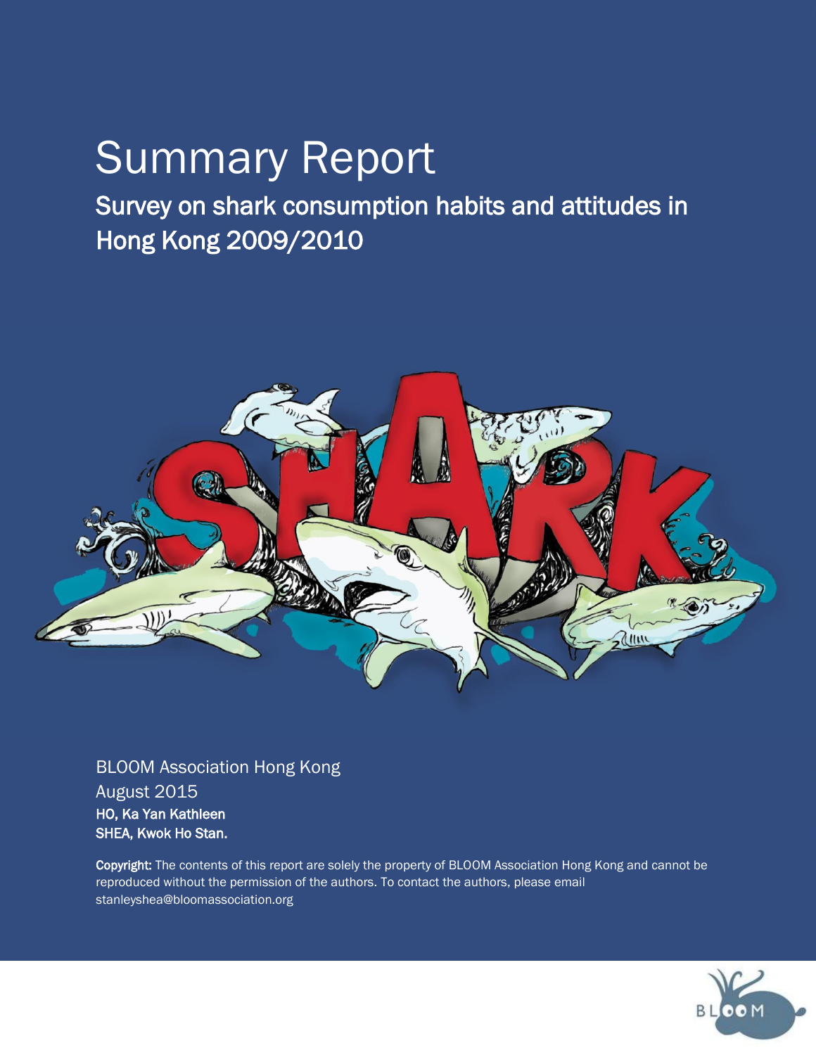# Summary Report

## Survey on shark consumption habits and attitudes in Hong Kong 2009/2010

BLOOM Association Hong Kong
August 2015
**HO, Ka Yan Kathleen**
**SHEA, Kwok Ho Stan.**

**Copyright:** The contents of this report are solely the property of BLOOM Association Hong Kong and cannot be reproduced without the permission of the authors. To contact the authors, please email stanleyshea@bloomassociation.org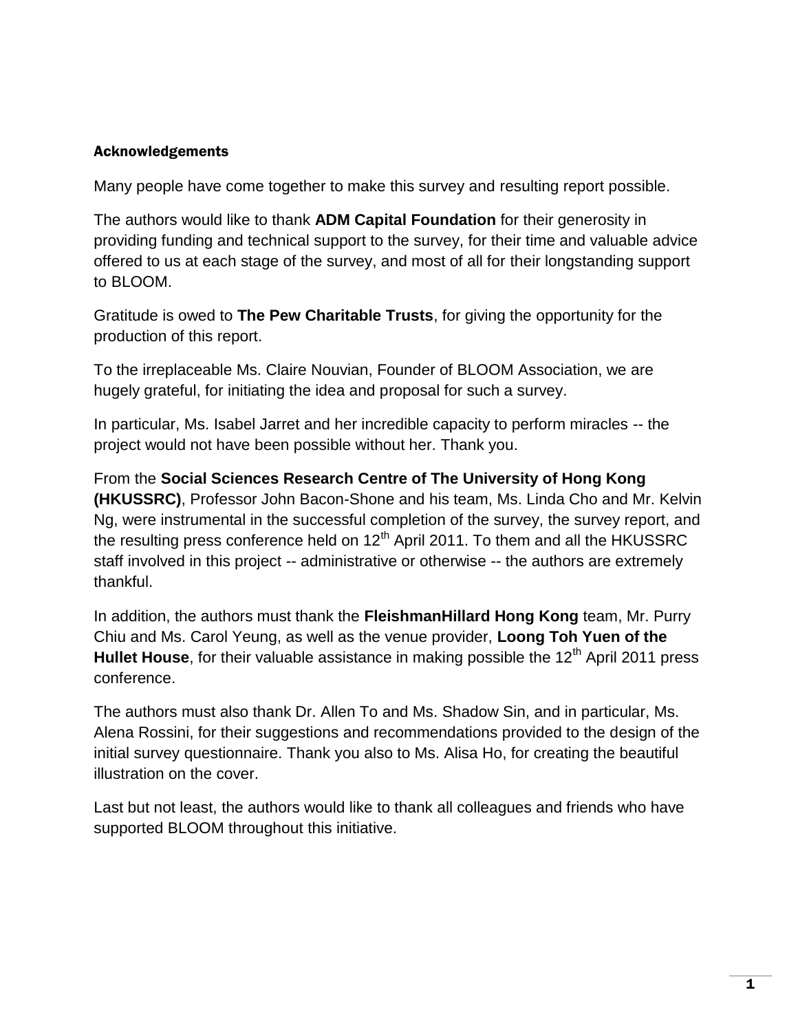## Acknowledgements

Many people have come together to make this survey and resulting report possible.

The authors would like to thank **ADM Capital Foundation** for their generosity in providing funding and technical support to the survey, for their time and valuable advice offered to us at each stage of the survey, and most of all for their longstanding support to BLOOM.

Gratitude is owed to **The Pew Charitable Trusts**, for giving the opportunity for the production of this report.

To the irreplaceable Ms. Claire Nouvian, Founder of BLOOM Association, we are hugely grateful, for initiating the idea and proposal for such a survey.

In particular, Ms. Isabel Jarret and her incredible capacity to perform miracles -- the project would not have been possible without her. Thank you.

From the **Social Sciences Research Centre of The University of Hong Kong (HKUSSRC)**, Professor John Bacon-Shone and his team, Ms. Linda Cho and Mr. Kelvin Ng, were instrumental in the successful completion of the survey, the survey report, and the resulting press conference held on 12th April 2011. To them and all the HKUSSRC staff involved in this project -- administrative or otherwise -- the authors are extremely thankful.

In addition, the authors must thank the **FleishmanHillard Hong Kong** team, Mr. Purry Chiu and Ms. Carol Yeung, as well as the venue provider, **Loong Toh Yuen of the Hullet House**, for their valuable assistance in making possible the 12th April 2011 press conference.

The authors must also thank Dr. Allen To and Ms. Shadow Sin, and in particular, Ms. Alena Rossini, for their suggestions and recommendations provided to the design of the initial survey questionnaire. Thank you also to Ms. Alisa Ho, for creating the beautiful illustration on the cover.

Last but not least, the authors would like to thank all colleagues and friends who have supported BLOOM throughout this initiative.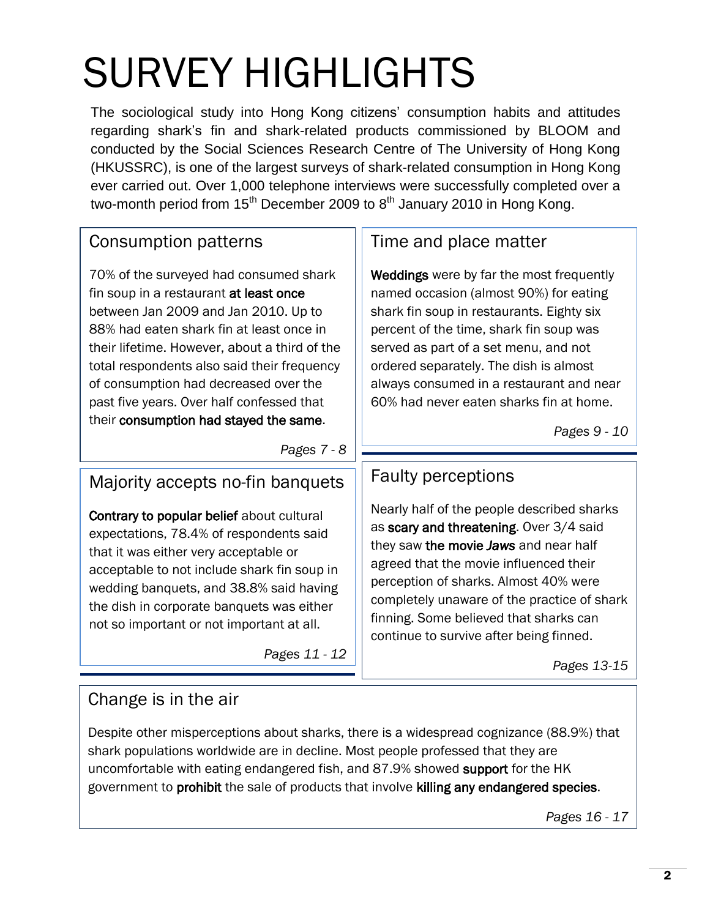# SURVEY HIGHLIGHTS

The sociological study into Hong Kong citizens' consumption habits and attitudes regarding shark's fin and shark-related products commissioned by BLOOM and conducted by the Social Sciences Research Centre of The University of Hong Kong (HKUSSRC), is one of the largest surveys of shark-related consumption in Hong Kong ever carried out. Over 1,000 telephone interviews were successfully completed over a two-month period from 15th December 2009 to 8th January 2010 in Hong Kong.

## Consumption patterns

70% of the surveyed had consumed shark fin soup in a restaurant **at least once** between Jan 2009 and Jan 2010. Up to 88% had eaten shark fin at least once in their lifetime. However, about a third of the total respondents also said their frequency of consumption had decreased over the past five years. Over half confessed that their **consumption had stayed the same**.

*Pages 7 - 8*

## Time and place matter

**Weddings** were by far the most frequently named occasion (almost 90%) for eating shark fin soup in restaurants. Eighty six percent of the time, shark fin soup was served as part of a set menu, and not ordered separately. The dish is almost always consumed in a restaurant and near 60% had never eaten sharks fin at home.

*Pages 9 - 10*

## Majority accepts no-fin banquets

**Contrary to popular belief** about cultural expectations, 78.4% of respondents said that it was either very acceptable or acceptable to not include shark fin soup in wedding banquets, and 38.8% said having the dish in corporate banquets was either not so important or not important at all.

*Pages 11 - 12*

## Faulty perceptions

Nearly half of the people described sharks as **scary and threatening**. Over 3/4 said they saw **the movie *Jaws*** and near half agreed that the movie influenced their perception of sharks. Almost 40% were completely unaware of the practice of shark finning. Some believed that sharks can continue to survive after being finned.

*Pages 13-15*

## Change is in the air

Despite other misperceptions about sharks, there is a widespread cognizance (88.9%) that shark populations worldwide are in decline. Most people professed that they are uncomfortable with eating endangered fish, and 87.9% showed **support** for the HK government to **prohibit** the sale of products that involve **killing any endangered species**.

*Pages 16 - 17*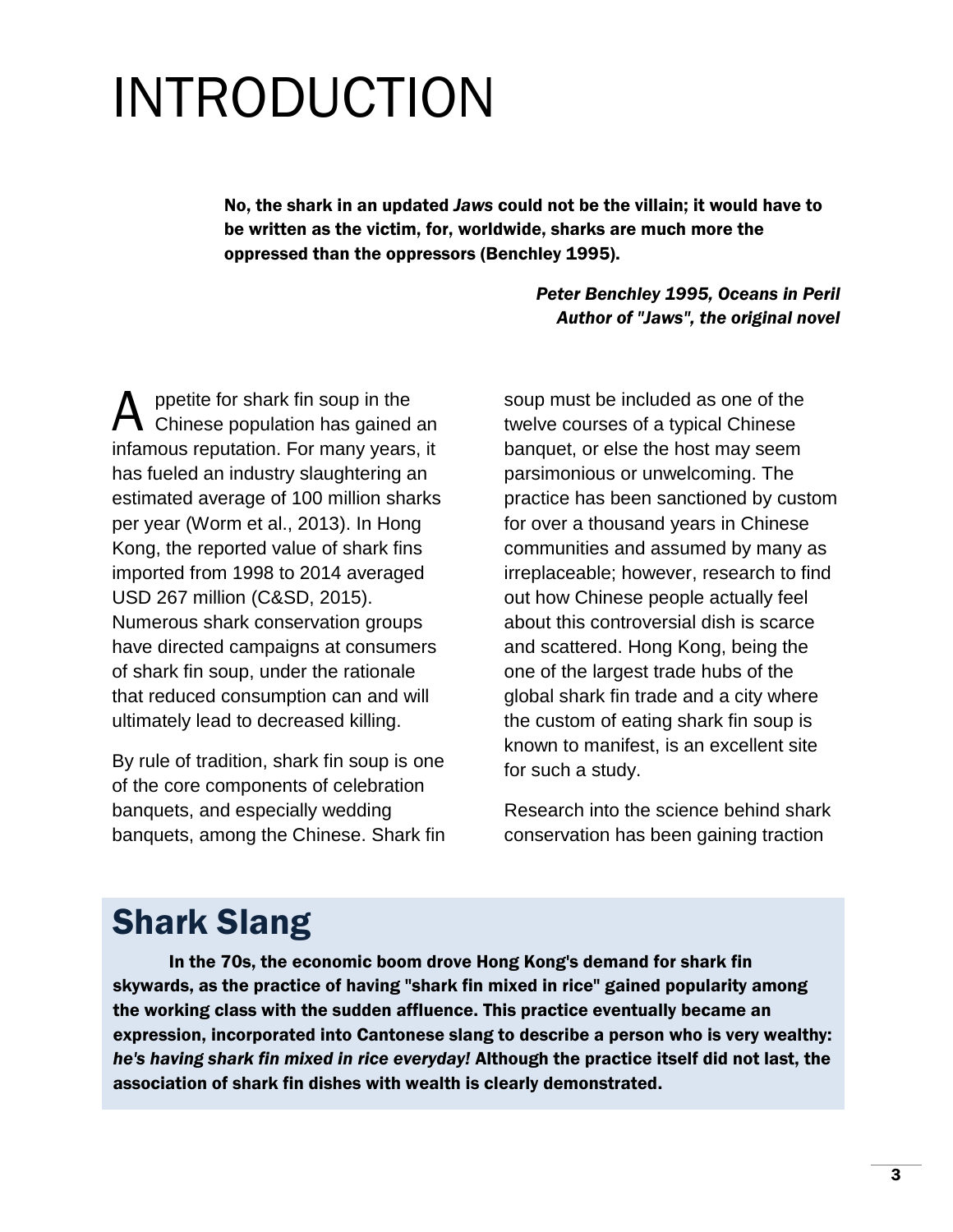# INTRODUCTION

> **No, the shark in an updated *Jaws* could not be the villain; it would have to be written as the victim, for, worldwide, sharks are much more the oppressed than the oppressors (Benchley 1995).**
>
> ***Peter Benchley 1995, Oceans in Peril***
> ***Author of "Jaws", the original novel***

Appetite for shark fin soup in the Chinese population has gained an infamous reputation. For many years, it has fueled an industry slaughtering an estimated average of 100 million sharks per year (Worm et al., 2013). In Hong Kong, the reported value of shark fins imported from 1998 to 2014 averaged USD 267 million (C&SD, 2015). Numerous shark conservation groups have directed campaigns at consumers of shark fin soup, under the rationale that reduced consumption can and will ultimately lead to decreased killing.

By rule of tradition, shark fin soup is one of the core components of celebration banquets, and especially wedding banquets, among the Chinese. Shark fin soup must be included as one of the twelve courses of a typical Chinese banquet, or else the host may seem parsimonious or unwelcoming. The practice has been sanctioned by custom for over a thousand years in Chinese communities and assumed by many as irreplaceable; however, research to find out how Chinese people actually feel about this controversial dish is scarce and scattered. Hong Kong, being the one of the largest trade hubs of the global shark fin trade and a city where the custom of eating shark fin soup is known to manifest, is an excellent site for such a study.

Research into the science behind shark conservation has been gaining traction

## Shark Slang

**In the 70s, the economic boom drove Hong Kong's demand for shark fin skywards, as the practice of having "shark fin mixed in rice" gained popularity among the working class with the sudden affluence. This practice eventually became an expression, incorporated into Cantonese slang to describe a person who is very wealthy: *he's having shark fin mixed in rice everyday!* Although the practice itself did not last, the association of shark fin dishes with wealth is clearly demonstrated.**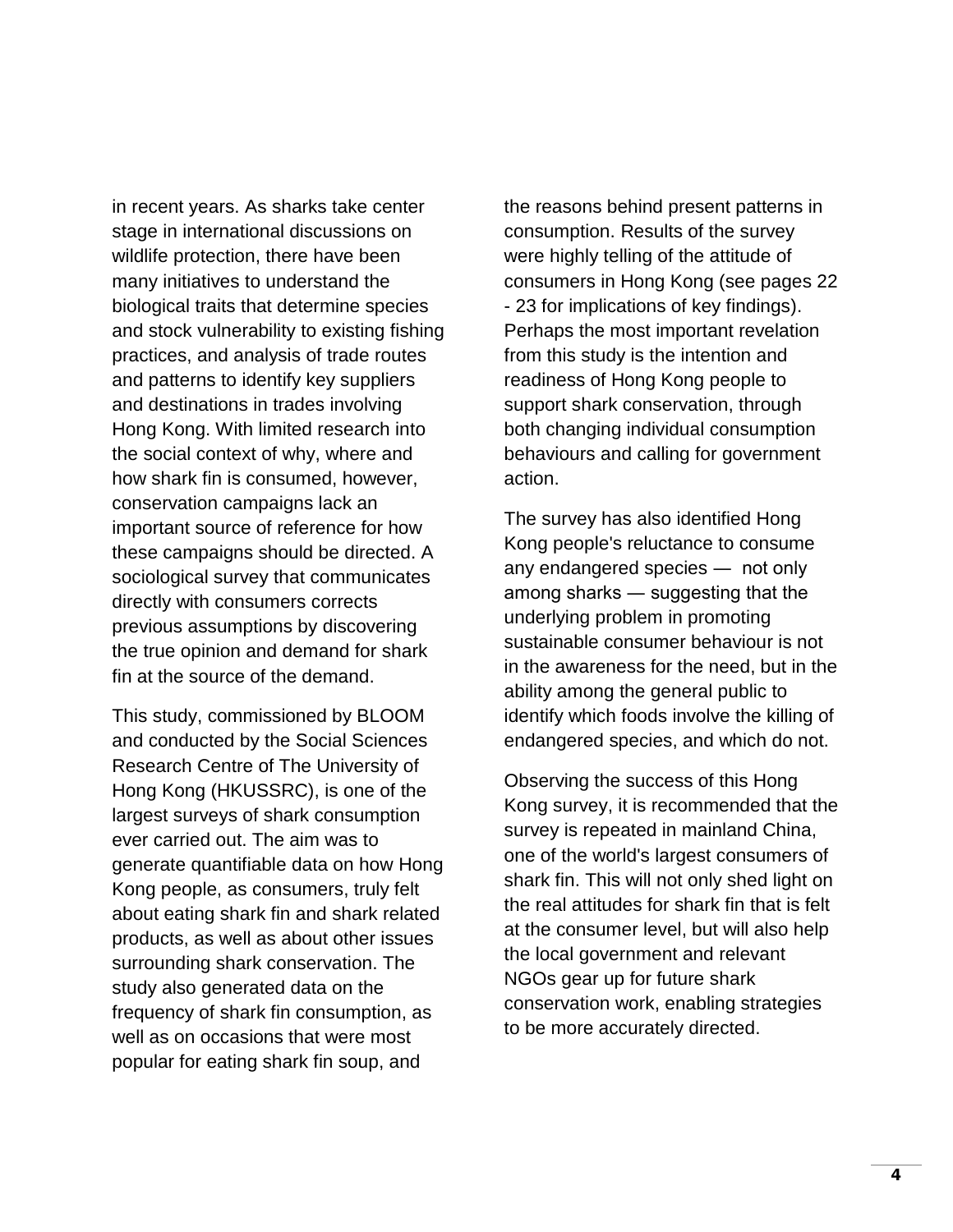in recent years. As sharks take center stage in international discussions on wildlife protection, there have been many initiatives to understand the biological traits that determine species and stock vulnerability to existing fishing practices, and analysis of trade routes and patterns to identify key suppliers and destinations in trades involving Hong Kong. With limited research into the social context of why, where and how shark fin is consumed, however, conservation campaigns lack an important source of reference for how these campaigns should be directed. A sociological survey that communicates directly with consumers corrects previous assumptions by discovering the true opinion and demand for shark fin at the source of the demand.

This study, commissioned by BLOOM and conducted by the Social Sciences Research Centre of The University of Hong Kong (HKUSSRC), is one of the largest surveys of shark consumption ever carried out. The aim was to generate quantifiable data on how Hong Kong people, as consumers, truly felt about eating shark fin and shark related products, as well as about other issues surrounding shark conservation. The study also generated data on the frequency of shark fin consumption, as well as on occasions that were most popular for eating shark fin soup, and the reasons behind present patterns in consumption. Results of the survey were highly telling of the attitude of consumers in Hong Kong (see pages 22 - 23 for implications of key findings). Perhaps the most important revelation from this study is the intention and readiness of Hong Kong people to support shark conservation, through both changing individual consumption behaviours and calling for government action.

The survey has also identified Hong Kong people's reluctance to consume any endangered species — not only among sharks — suggesting that the underlying problem in promoting sustainable consumer behaviour is not in the awareness for the need, but in the ability among the general public to identify which foods involve the killing of endangered species, and which do not.

Observing the success of this Hong Kong survey, it is recommended that the survey is repeated in mainland China, one of the world's largest consumers of shark fin. This will not only shed light on the real attitudes for shark fin that is felt at the consumer level, but will also help the local government and relevant NGOs gear up for future shark conservation work, enabling strategies to be more accurately directed.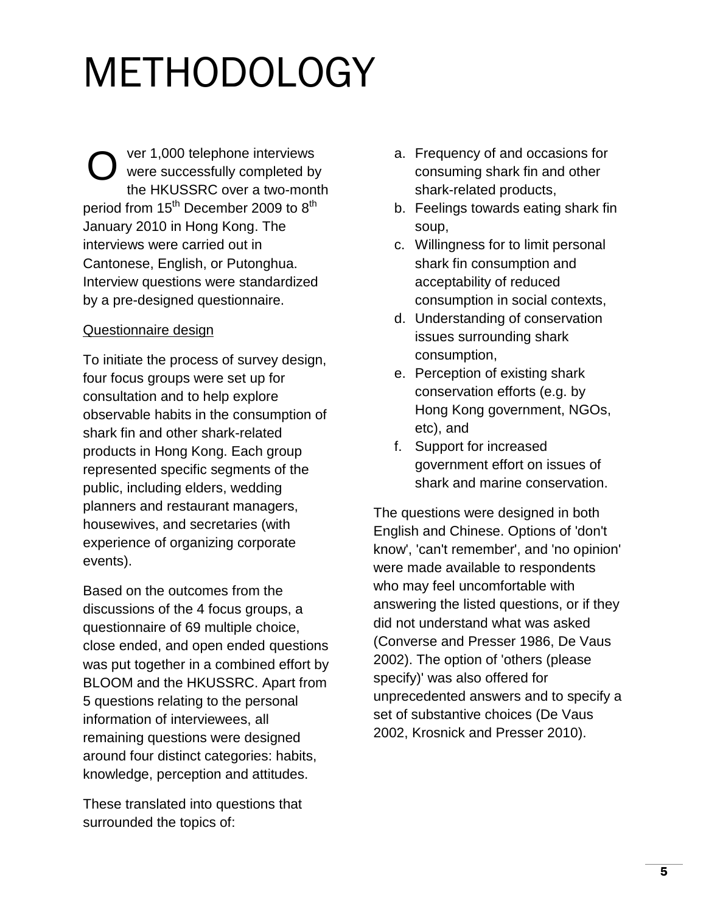# METHODOLOGY

Over 1,000 telephone interviews were successfully completed by the HKUSSRC over a two-month period from 15th December 2009 to 8th January 2010 in Hong Kong. The interviews were carried out in Cantonese, English, or Putonghua. Interview questions were standardized by a pre-designed questionnaire.

<u>Questionnaire design</u>

To initiate the process of survey design, four focus groups were set up for consultation and to help explore observable habits in the consumption of shark fin and other shark-related products in Hong Kong. Each group represented specific segments of the public, including elders, wedding planners and restaurant managers, housewives, and secretaries (with experience of organizing corporate events).

Based on the outcomes from the discussions of the 4 focus groups, a questionnaire of 69 multiple choice, close ended, and open ended questions was put together in a combined effort by BLOOM and the HKUSSRC. Apart from 5 questions relating to the personal information of interviewees, all remaining questions were designed around four distinct categories: habits, knowledge, perception and attitudes.

These translated into questions that surrounded the topics of:

a. Frequency of and occasions for consuming shark fin and other shark-related products,
b. Feelings towards eating shark fin soup,
c. Willingness for to limit personal shark fin consumption and acceptability of reduced consumption in social contexts,
d. Understanding of conservation issues surrounding shark consumption,
e. Perception of existing shark conservation efforts (e.g. by Hong Kong government, NGOs, etc), and
f. Support for increased government effort on issues of shark and marine conservation.

The questions were designed in both English and Chinese. Options of 'don't know', 'can't remember', and 'no opinion' were made available to respondents who may feel uncomfortable with answering the listed questions, or if they did not understand what was asked (Converse and Presser 1986, De Vaus 2002). The option of 'others (please specify)' was also offered for unprecedented answers and to specify a set of substantive choices (De Vaus 2002, Krosnick and Presser 2010).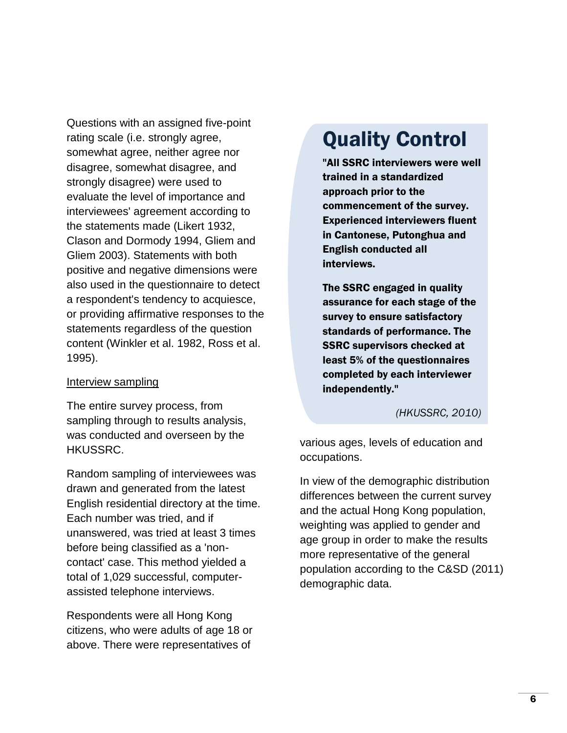Questions with an assigned five-point rating scale (i.e. strongly agree, somewhat agree, neither agree nor disagree, somewhat disagree, and strongly disagree) were used to evaluate the level of importance and interviewees' agreement according to the statements made (Likert 1932, Clason and Dormody 1994, Gliem and Gliem 2003). Statements with both positive and negative dimensions were also used in the questionnaire to detect a respondent's tendency to acquiesce, or providing affirmative responses to the statements regardless of the question content (Winkler et al. 1982, Ross et al. 1995).

<u>Interview sampling</u>

The entire survey process, from sampling through to results analysis, was conducted and overseen by the HKUSSRC.

Random sampling of interviewees was drawn and generated from the latest English residential directory at the time. Each number was tried, and if unanswered, was tried at least 3 times before being classified as a 'non-contact' case. This method yielded a total of 1,029 successful, computer-assisted telephone interviews.

Respondents were all Hong Kong citizens, who were adults of age 18 or above. There were representatives of various ages, levels of education and occupations.

In view of the demographic distribution differences between the current survey and the actual Hong Kong population, weighting was applied to gender and age group in order to make the results more representative of the general population according to the C&SD (2011) demographic data.

## Quality Control

**"All SSRC interviewers were well trained in a standardized approach prior to the commencement of the survey. Experienced interviewers fluent in Cantonese, Putonghua and English conducted all interviews.**

**The SSRC engaged in quality assurance for each stage of the survey to ensure satisfactory standards of performance. The SSRC supervisors checked at least 5% of the questionnaires completed by each interviewer independently."**

*(HKUSSRC, 2010)*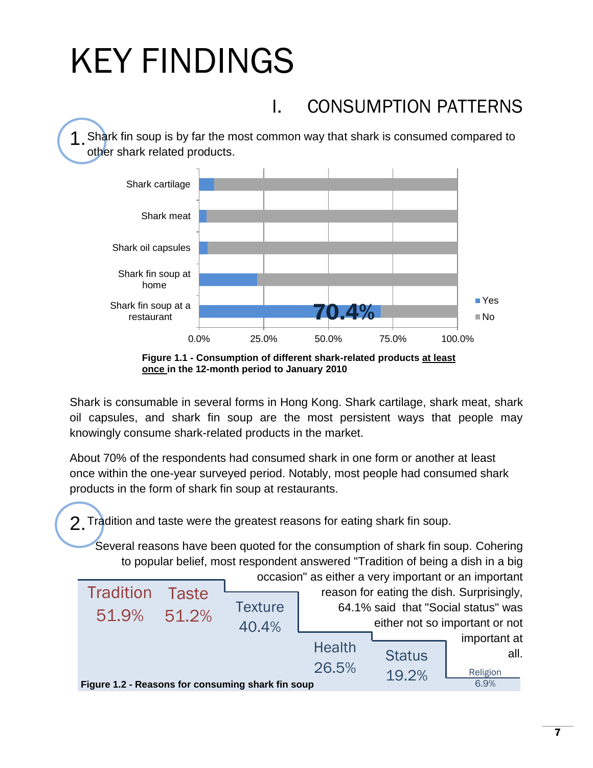# KEY FINDINGS

## I. CONSUMPTION PATTERNS

1. Shark fin soup is by far the most common way that shark is consumed compared to other shark related products.

Figure 1.1 - Consumption of different shark-related products at least once in the 12-month period to January 2010

Shark is consumable in several forms in Hong Kong. Shark cartilage, shark meat, shark oil capsules, and shark fin soup are the most persistent ways that people may knowingly consume shark-related products in the market.

About 70% of the respondents had consumed shark in one form or another at least once within the one-year surveyed period. Notably, most people had consumed shark products in the form of shark fin soup at restaurants.

2. Tradition and taste were the greatest reasons for eating shark fin soup.

Several reasons have been quoted for the consumption of shark fin soup. Cohering to popular belief, most respondent answered "Tradition of being a dish in a big occasion" as either a very important or an important reason for eating the dish. Surprisingly, 64.1% said that "Social status" was either not so important or not important at all.

| Tradition | Taste | Texture | Health | Status | Religion |
|---|---|---|---|---|---|
| 51.9% | 51.2% | 40.4% | 26.5% | 19.2% | 6.9% |

Figure 1.2 - Reasons for consuming shark fin soup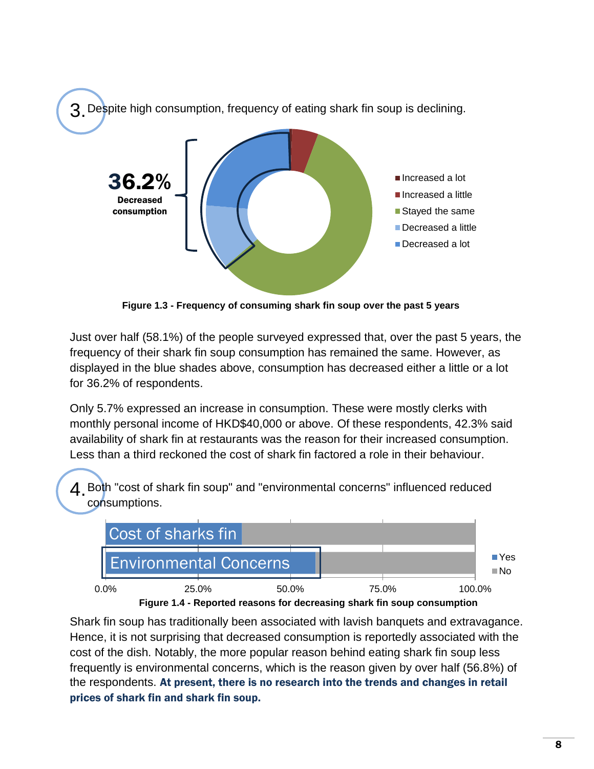### 3. Despite high consumption, frequency of eating shark fin soup is declining.

**36.2%**
**Decreased consumption**

- Increased a lot
- Increased a little
- Stayed the same
- Decreased a little
- Decreased a lot

**Figure 1.3 - Frequency of consuming shark fin soup over the past 5 years**

Just over half (58.1%) of the people surveyed expressed that, over the past 5 years, the frequency of their shark fin soup consumption has remained the same. However, as displayed in the blue shades above, consumption has decreased either a little or a lot for 36.2% of respondents.

Only 5.7% expressed an increase in consumption. These were mostly clerks with monthly personal income of HKD$40,000 or above. Of these respondents, 42.3% said availability of shark fin at restaurants was the reason for their increased consumption. Less than a third reckoned the cost of shark fin factored a role in their behaviour.

### 4. Both "cost of shark fin soup" and "environmental concerns" influenced reduced consumptions.

Cost of sharks fin

Environmental Concerns

Yes / No

0.0% 25.0% 50.0% 75.0% 100.0%

**Figure 1.4 - Reported reasons for decreasing shark fin soup consumption**

Shark fin soup has traditionally been associated with lavish banquets and extravagance. Hence, it is not surprising that decreased consumption is reportedly associated with the cost of the dish. Notably, the more popular reason behind eating shark fin soup less frequently is environmental concerns, which is the reason given by over half (56.8%) of the respondents. **At present, there is no research into the trends and changes in retail prices of shark fin and shark fin soup.**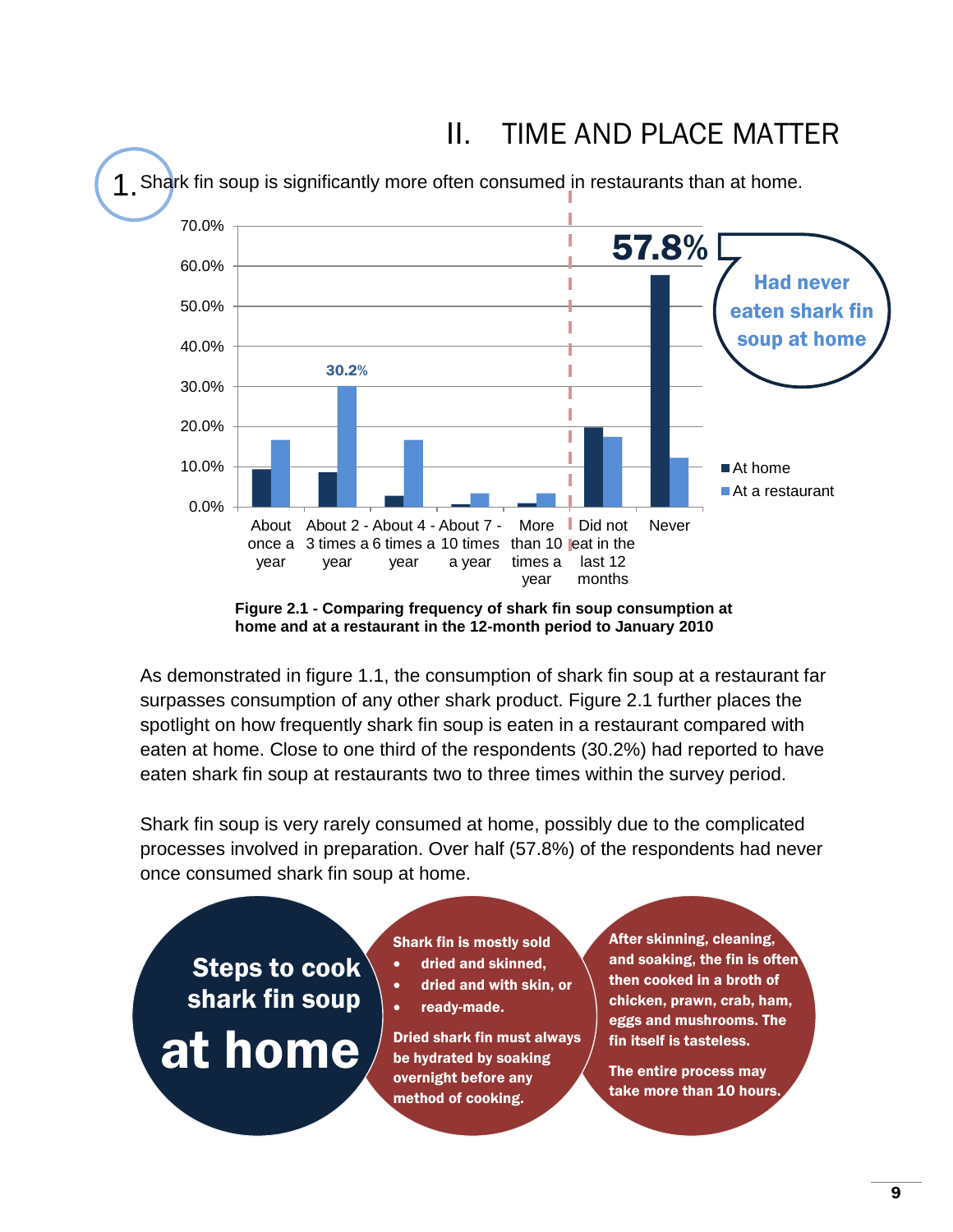## II. TIME AND PLACE MATTER

1. Shark fin soup is significantly more often consumed in restaurants than at home.

| Frequency | At home | At a restaurant |
|---|---|---|
| About once a year | | |
| About 2 - 3 times a year | | 30.2% |
| About 4 - 6 times a year | | |
| About 7 - 10 times a year | | |
| More than 10 times a year | | |
| Did not eat in the last 12 months | | |
| Never | 57.8% | |

57.8% Had never eaten shark fin soup at home

**Figure 2.1 - Comparing frequency of shark fin soup consumption at home and at a restaurant in the 12-month period to January 2010**

As demonstrated in figure 1.1, the consumption of shark fin soup at a restaurant far surpasses consumption of any other shark product. Figure 2.1 further places the spotlight on how frequently shark fin soup is eaten in a restaurant compared with eaten at home. Close to one third of the respondents (30.2%) had reported to have eaten shark fin soup at restaurants two to three times within the survey period.

Shark fin soup is very rarely consumed at home, possibly due to the complicated processes involved in preparation. Over half (57.8%) of the respondents had never once consumed shark fin soup at home.

**Steps to cook shark fin soup at home**

**Shark fin is mostly sold**
- **dried and skinned,**
- **dried and with skin, or**
- **ready-made.**

**Dried shark fin must always be hydrated by soaking overnight before any method of cooking.**

**After skinning, cleaning, and soaking, the fin is often then cooked in a broth of chicken, prawn, crab, ham, eggs and mushrooms. The fin itself is tasteless.**

**The entire process may take more than 10 hours.**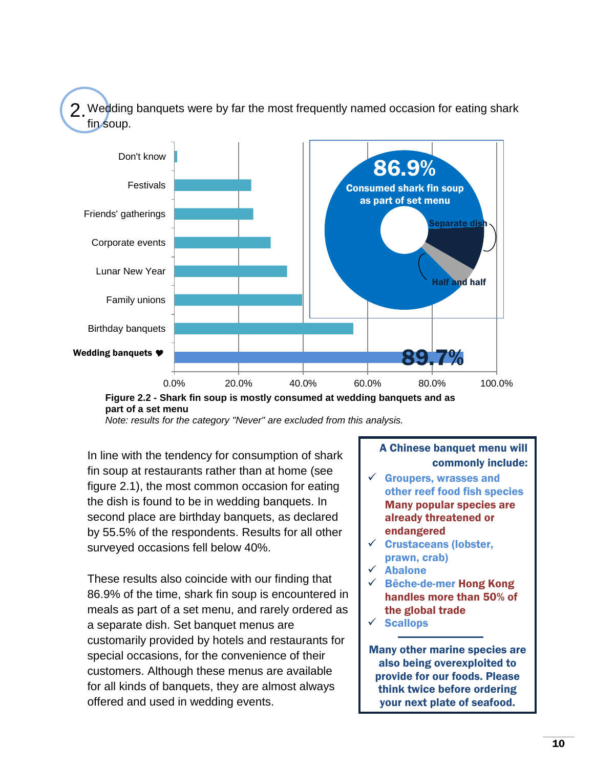## 2. Wedding banquets were by far the most frequently named occasion for eating shark fin soup.

**Figure 2.2 - Shark fin soup is mostly consumed at wedding banquets and as part of a set menu**

*Note: results for the category "Never" are excluded from this analysis.*

In line with the tendency for consumption of shark fin soup at restaurants rather than at home (see figure 2.1), the most common occasion for eating the dish is found to be in wedding banquets. In second place are birthday banquets, as declared by 55.5% of the respondents. Results for all other surveyed occasions fell below 40%.

These results also coincide with our finding that 86.9% of the time, shark fin soup is encountered in meals as part of a set menu, and rarely ordered as a separate dish. Set banquet menus are customarily provided by hotels and restaurants for special occasions, for the convenience of their customers. Although these menus are available for all kinds of banquets, they are almost always offered and used in wedding events.

**A Chinese banquet menu will commonly include:**

- ✓ **Groupers, wrasses and other reef food fish species** **Many popular species are already threatened or endangered**
- ✓ **Crustaceans (lobster, prawn, crab)**
- ✓ **Abalone**
- ✓ **Bêche-de-mer** **Hong Kong handles more than 50% of the global trade**
- ✓ **Scallops**

**Many other marine species are also being overexploited to provide for our foods. Please think twice before ordering your next plate of seafood.**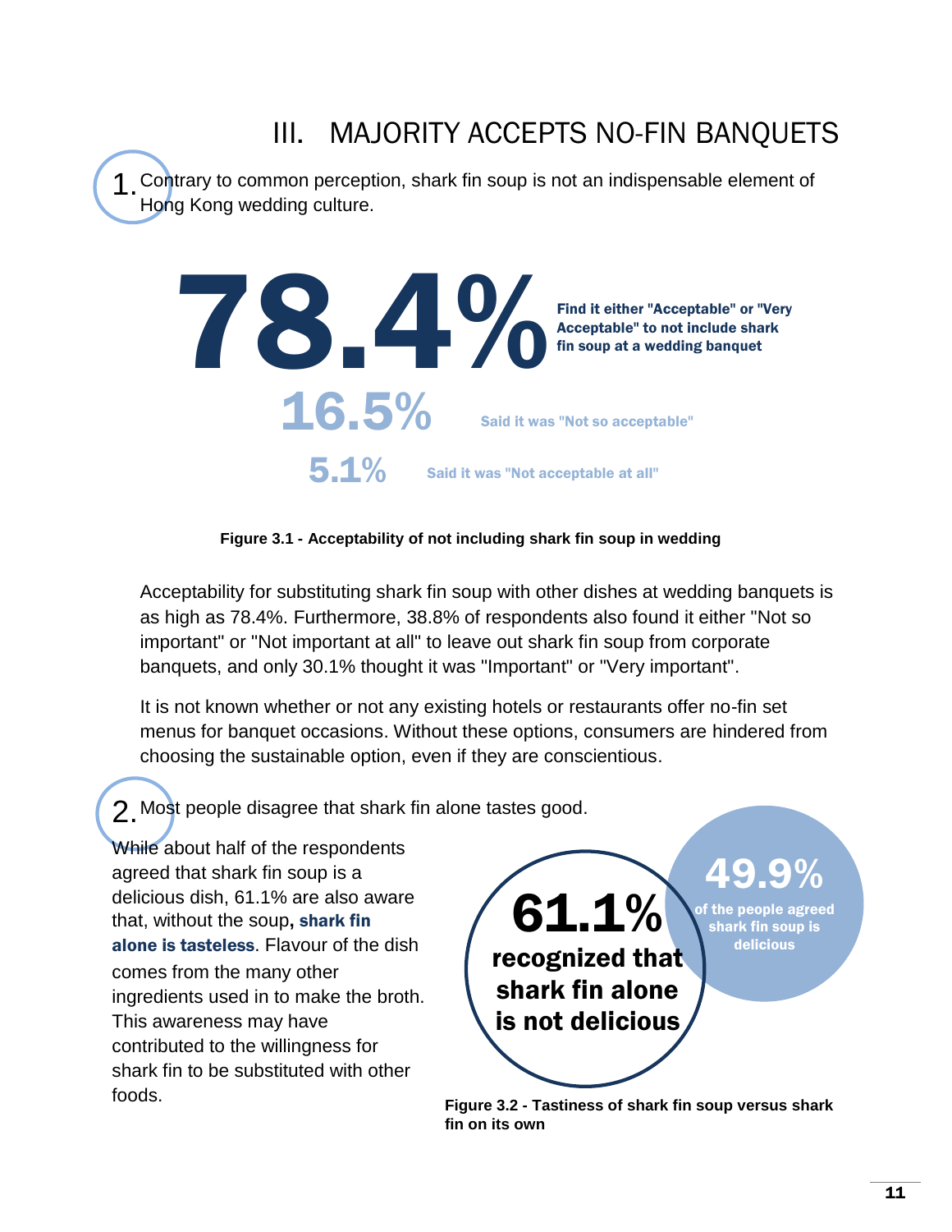## III. MAJORITY ACCEPTS NO-FIN BANQUETS

1. Contrary to common perception, shark fin soup is not an indispensable element of Hong Kong wedding culture.

**78.4%** Find it either "Acceptable" or "Very Acceptable" to not include shark fin soup at a wedding banquet

**16.5%** Said it was "Not so acceptable"

**5.1%** Said it was "Not acceptable at all"

**Figure 3.1 - Acceptability of not including shark fin soup in wedding**

Acceptability for substituting shark fin soup with other dishes at wedding banquets is as high as 78.4%. Furthermore, 38.8% of respondents also found it either "Not so important" or "Not important at all" to leave out shark fin soup from corporate banquets, and only 30.1% thought it was "Important" or "Very important".

It is not known whether or not any existing hotels or restaurants offer no-fin set menus for banquet occasions. Without these options, consumers are hindered from choosing the sustainable option, even if they are conscientious.

2. Most people disagree that shark fin alone tastes good.

While about half of the respondents agreed that shark fin soup is a delicious dish, 61.1% are also aware that, without the soup, **shark fin alone is tasteless**. Flavour of the dish comes from the many other ingredients used in to make the broth. This awareness may have contributed to the willingness for shark fin to be substituted with other foods.

**61.1%** recognized that shark fin alone is not delicious

**49.9%** of the people agreed shark fin soup is delicious

**Figure 3.2 - Tastiness of shark fin soup versus shark fin on its own**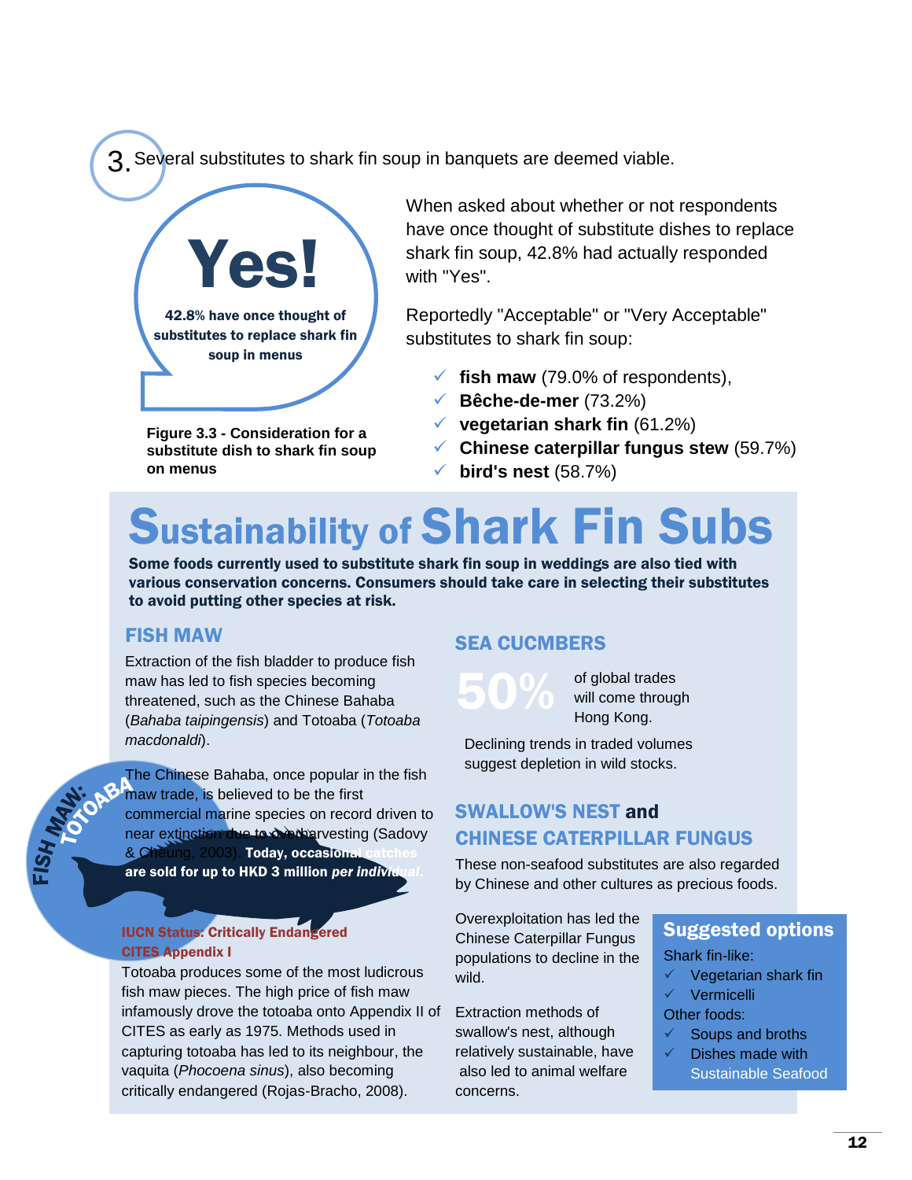## 3. Several substitutes to shark fin soup in banquets are deemed viable.

**Yes!**

**42.8% have once thought of substitutes to replace shark fin soup in menus**

**Figure 3.3 - Consideration for a substitute dish to shark fin soup on menus**

When asked about whether or not respondents have once thought of substitute dishes to replace shark fin soup, 42.8% had actually responded with "Yes".

Reportedly "Acceptable" or "Very Acceptable" substitutes to shark fin soup:

- ✓ **fish maw** (79.0% of respondents),
- ✓ **Bêche-de-mer** (73.2%)
- ✓ **vegetarian shark fin** (61.2%)
- ✓ **Chinese caterpillar fungus stew** (59.7%)
- ✓ **bird's nest** (58.7%)

# Sustainability of Shark Fin Subs

**Some foods currently used to substitute shark fin soup in weddings are also tied with various conservation concerns. Consumers should take care in selecting their substitutes to avoid putting other species at risk.**

### FISH MAW

Extraction of the fish bladder to produce fish maw has led to fish species becoming threatened, such as the Chinese Bahaba (*Bahaba taipingensis*) and Totoaba (*Totoaba macdonaldi*).

**FISH MAW: TOTOABA**

The Chinese Bahaba, once popular in the fish maw trade, is believed to be the first commercial marine species on record driven to near extinction due to overharvesting (Sadovy & Cheung, 2003). **Today, occasional catches are sold for up to HKD 3 million *per individual*.**

**IUCN Status: Critically Endangered**
**CITES Appendix I**

Totoaba produces some of the most ludicrous fish maw pieces. The high price of fish maw infamously drove the totoaba onto Appendix II of CITES as early as 1975. Methods used in capturing totoaba has led to its neighbour, the vaquita (*Phocoena sinus*), also becoming critically endangered (Rojas-Bracho, 2008).

### SEA CUCMBERS

**50%** of global trades will come through Hong Kong.

Declining trends in traded volumes suggest depletion in wild stocks.

### SWALLOW'S NEST and CHINESE CATERPILLAR FUNGUS

These non-seafood substitutes are also regarded by Chinese and other cultures as precious foods.

Overexploitation has led the Chinese Caterpillar Fungus populations to decline in the wild.

Extraction methods of swallow's nest, although relatively sustainable, have also led to animal welfare concerns.

### Suggested options

Shark fin-like:
- ✓ Vegetarian shark fin
- ✓ Vermicelli

Other foods:
- ✓ Soups and broths
- ✓ Dishes made with Sustainable Seafood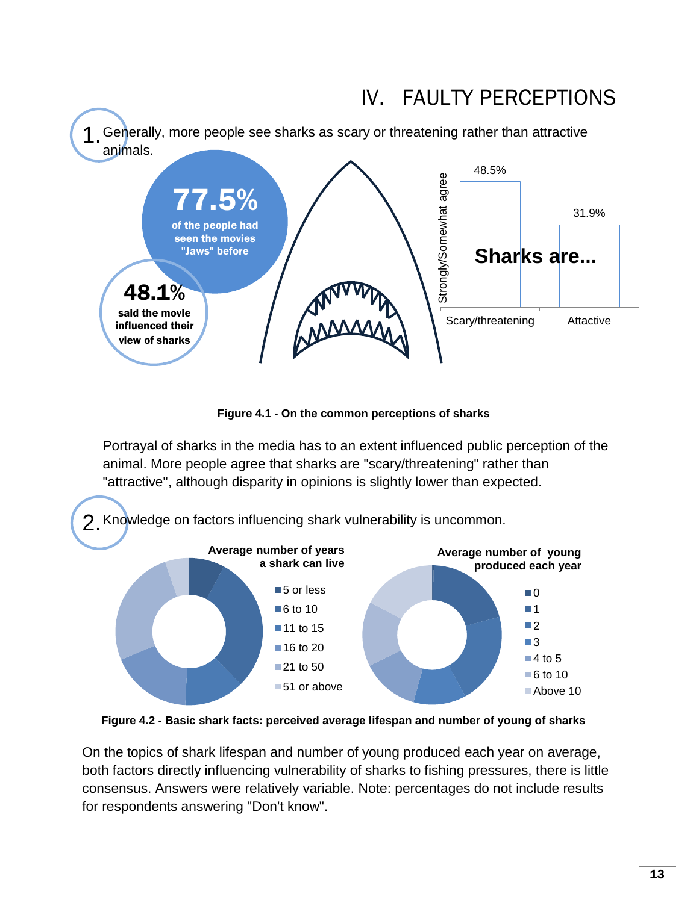# IV. FAULTY PERCEPTIONS

1. Generally, more people see sharks as scary or threatening rather than attractive animals.

**77.5%** of the people had seen the movies "Jaws" before

**48.1%** said the movie influenced their view of sharks

Sharks are...

| | Strongly/Somewhat agree |
|---|---|
| Scary/threatening | 48.5% |
| Attactive | 31.9% |

**Figure 4.1 - On the common perceptions of sharks**

Portrayal of sharks in the media has to an extent influenced public perception of the animal. More people agree that sharks are "scary/threatening" rather than "attractive", although disparity in opinions is slightly lower than expected.

2. Knowledge on factors influencing shark vulnerability is uncommon.

**Average number of years a shark can live**

- 5 or less
- 6 to 10
- 11 to 15
- 16 to 20
- 21 to 50
- 51 or above

**Average number of young produced each year**

- 0
- 1
- 2
- 3
- 4 to 5
- 6 to 10
- Above 10

**Figure 4.2 - Basic shark facts: perceived average lifespan and number of young of sharks**

On the topics of shark lifespan and number of young produced each year on average, both factors directly influencing vulnerability of sharks to fishing pressures, there is little consensus. Answers were relatively variable. Note: percentages do not include results for respondents answering "Don't know".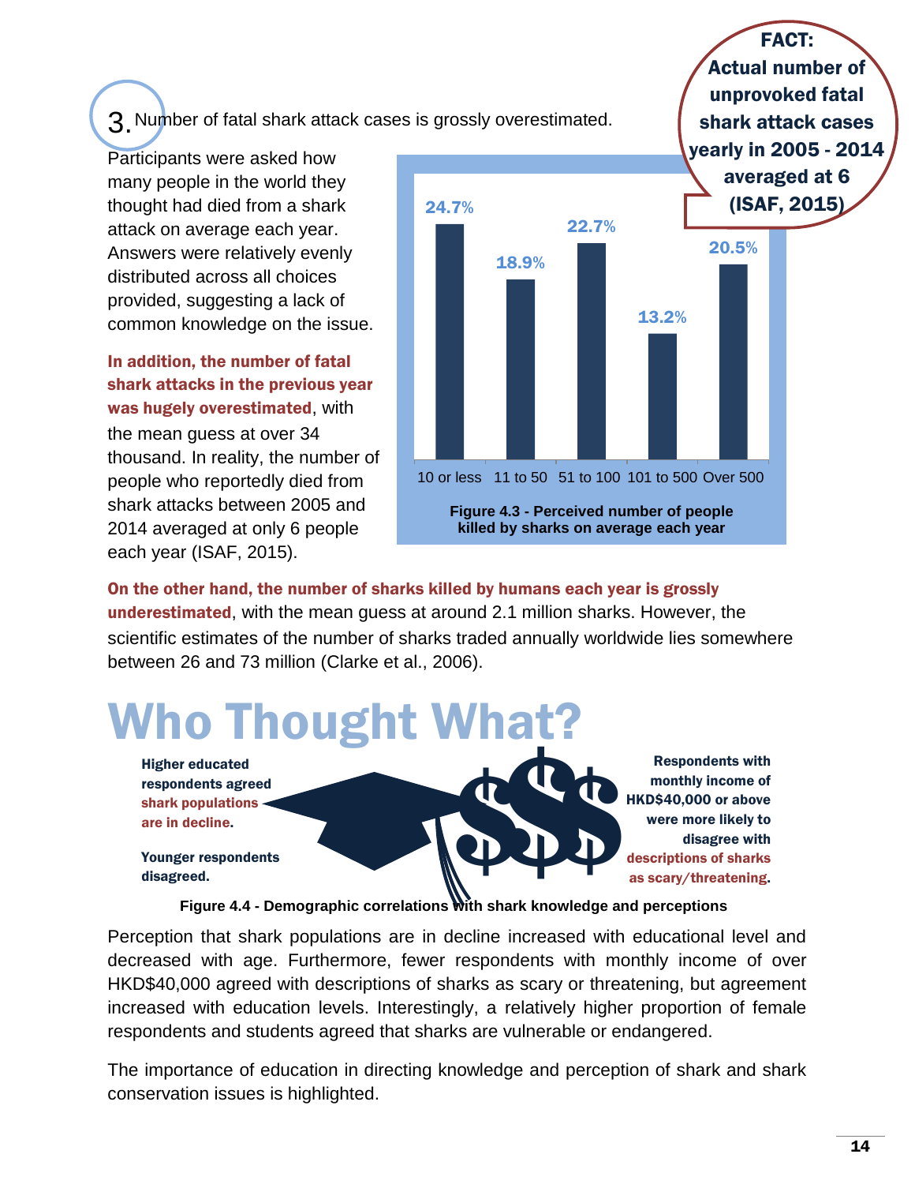3. Number of fatal shark attack cases is grossly overestimated.

Participants were asked how many people in the world they thought had died from a shark attack on average each year. Answers were relatively evenly distributed across all choices provided, suggesting a lack of common knowledge on the issue.

**In addition, the number of fatal shark attacks in the previous year was hugely overestimated**, with the mean guess at over 34 thousand. In reality, the number of people who reportedly died from shark attacks between 2005 and 2014 averaged at only 6 people each year (ISAF, 2015).

**FACT: Actual number of unprovoked fatal shark attack cases yearly in 2005 - 2014 averaged at 6 (ISAF, 2015)**

| 10 or less | 11 to 50 | 51 to 100 | 101 to 500 | Over 500 |
|---|---|---|---|---|
| 24.7% | 18.9% | 22.7% | 13.2% | 20.5% |

**Figure 4.3 - Perceived number of people killed by sharks on average each year**

**On the other hand, the number of sharks killed by humans each year is grossly underestimated**, with the mean guess at around 2.1 million sharks. However, the scientific estimates of the number of sharks traded annually worldwide lies somewhere between 26 and 73 million (Clarke et al., 2006).

# Who Thought What?

**Higher educated respondents agreed shark populations are in decline.**

**Younger respondents disagreed.**

**Respondents with monthly income of HKD$40,000 or above were more likely to disagree with descriptions of sharks as scary/threatening.**

**Figure 4.4 - Demographic correlations with shark knowledge and perceptions**

Perception that shark populations are in decline increased with educational level and decreased with age. Furthermore, fewer respondents with monthly income of over HKD$40,000 agreed with descriptions of sharks as scary or threatening, but agreement increased with education levels. Interestingly, a relatively higher proportion of female respondents and students agreed that sharks are vulnerable or endangered.

The importance of education in directing knowledge and perception of shark and shark conservation issues is highlighted.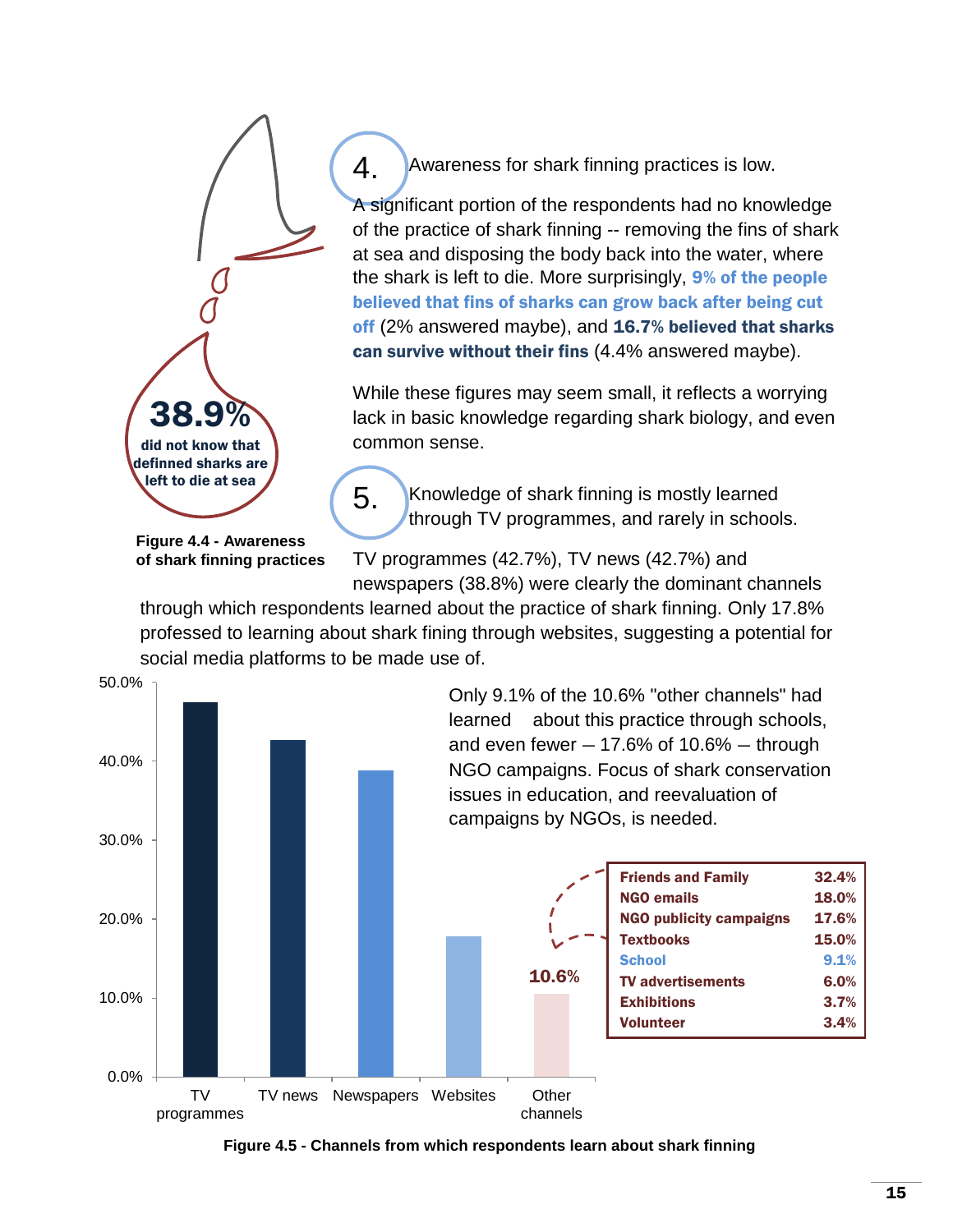## 4. Awareness for shark finning practices is low.

A significant portion of the respondents had no knowledge of the practice of shark finning -- removing the fins of shark at sea and disposing the body back into the water, where the shark is left to die. More surprisingly, **9% of the people believed that fins of sharks can grow back after being cut off** (2% answered maybe), and **16.7% believed that sharks can survive without their fins** (4.4% answered maybe).

While these figures may seem small, it reflects a worrying lack in basic knowledge regarding shark biology, and even common sense.

**38.9%** did not know that definned sharks are left to die at sea

**Figure 4.4 - Awareness of shark finning practices**

## 5. Knowledge of shark finning is mostly learned through TV programmes, and rarely in schools.

TV programmes (42.7%), TV news (42.7%) and newspapers (38.8%) were clearly the dominant channels through which respondents learned about the practice of shark finning. Only 17.8% professed to learning about shark fining through websites, suggesting a potential for social media platforms to be made use of.

Only 9.1% of the 10.6% "other channels" had learned about this practice through schools, and even fewer – 17.6% of 10.6% – through NGO campaigns. Focus of shark conservation issues in education, and reevaluation of campaigns by NGOs, is needed.

| Channel | Percentage |
|---|---|
| TV programmes | 47.5% |
| TV news | 42.7% |
| Newspapers | 38.8% |
| Websites | 17.8% |
| Other channels | 10.6% |

| Other channels | |
|---|---|
| Friends and Family | 32.4% |
| NGO emails | 18.0% |
| NGO publicity campaigns | 17.6% |
| Textbooks | 15.0% |
| School | 9.1% |
| TV advertisements | 6.0% |
| Exhibitions | 3.7% |
| Volunteer | 3.4% |

**Figure 4.5 - Channels from which respondents learn about shark finning**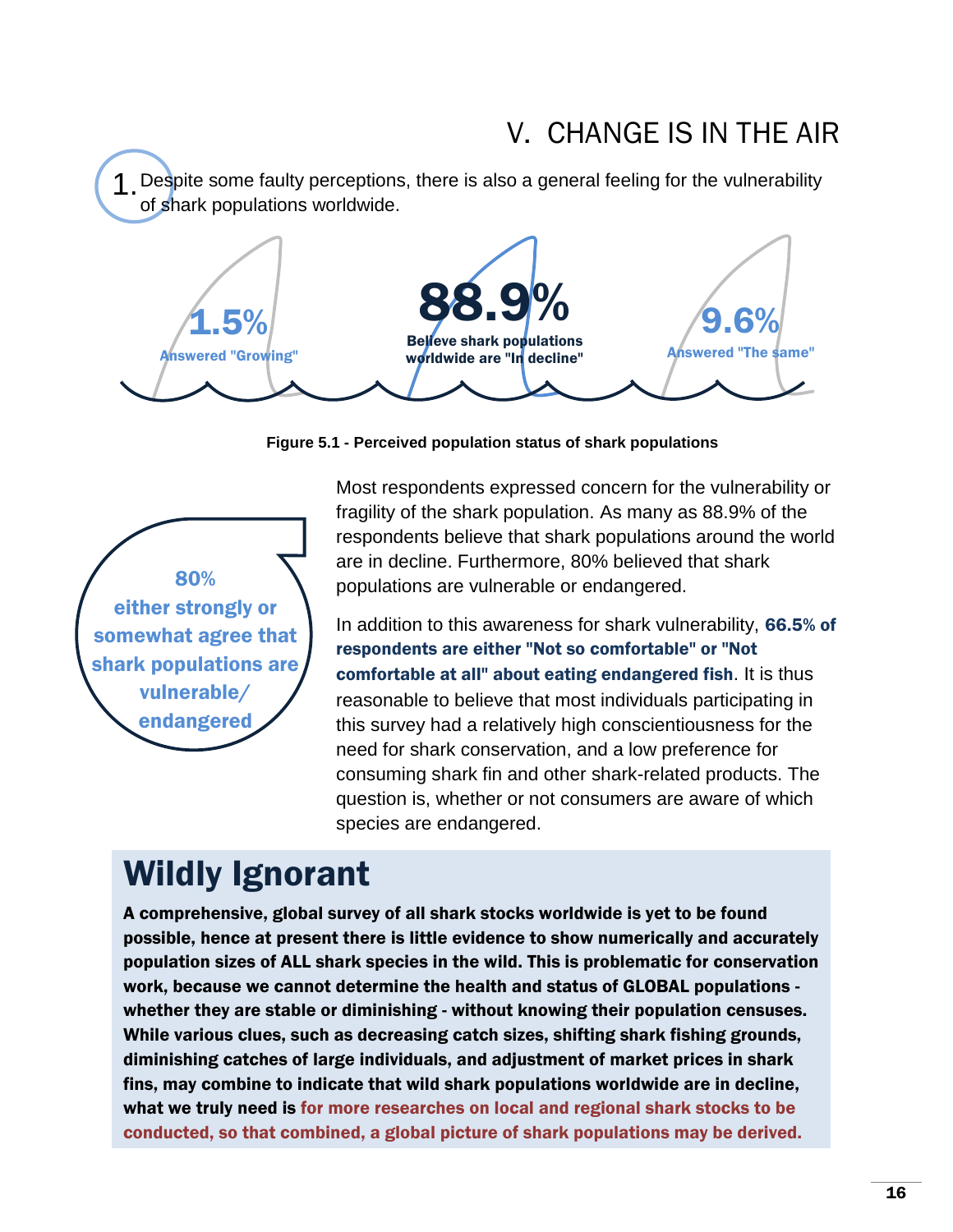# V. CHANGE IS IN THE AIR

1. Despite some faulty perceptions, there is also a general feeling for the vulnerability of shark populations worldwide.

**1.5%**
Answered "Growing"

**88.9%**
Believe shark populations worldwide are "In decline"

**9.6%**
Answered "The same"

**Figure 5.1 - Perceived population status of shark populations**

**80% either strongly or somewhat agree that shark populations are vulnerable/ endangered**

Most respondents expressed concern for the vulnerability or fragility of the shark population. As many as 88.9% of the respondents believe that shark populations around the world are in decline. Furthermore, 80% believed that shark populations are vulnerable or endangered.

In addition to this awareness for shark vulnerability, **66.5% of respondents are either "Not so comfortable" or "Not comfortable at all" about eating endangered fish**. It is thus reasonable to believe that most individuals participating in this survey had a relatively high conscientiousness for the need for shark conservation, and a low preference for consuming shark fin and other shark-related products. The question is, whether or not consumers are aware of which species are endangered.

## Wildly Ignorant

**A comprehensive, global survey of all shark stocks worldwide is yet to be found possible, hence at present there is little evidence to show numerically and accurately population sizes of ALL shark species in the wild. This is problematic for conservation work, because we cannot determine the health and status of GLOBAL populations - whether they are stable or diminishing - without knowing their population censuses. While various clues, such as decreasing catch sizes, shifting shark fishing grounds, diminishing catches of large individuals, and adjustment of market prices in shark fins, may combine to indicate that wild shark populations worldwide are in decline, what we truly need is for more researches on local and regional shark stocks to be conducted, so that combined, a global picture of shark populations may be derived.**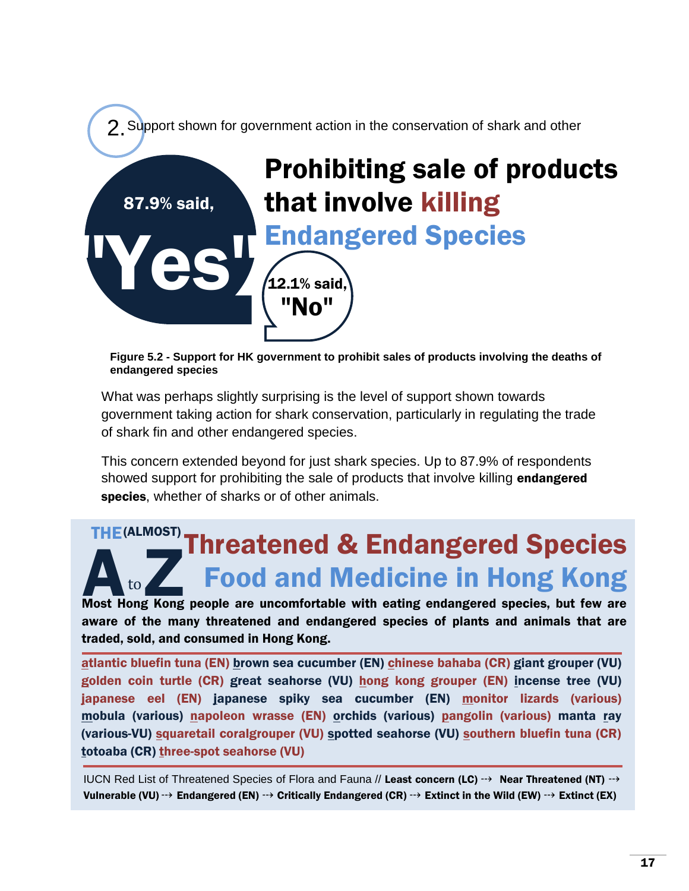2. Support shown for government action in the conservation of shark and other

**87.9% said, "Yes"**

## Prohibiting sale of products that involve killing Endangered Species

**12.1% said, "No"**

**Figure 5.2 - Support for HK government to prohibit sales of products involving the deaths of endangered species**

What was perhaps slightly surprising is the level of support shown towards government taking action for shark conservation, particularly in regulating the trade of shark fin and other endangered species.

This concern extended beyond for just shark species. Up to 87.9% of respondents showed support for prohibiting the sale of products that involve killing **endangered species**, whether of sharks or of other animals.

## THE (ALMOST) A to Z Threatened & Endangered Species Food and Medicine in Hong Kong

**Most Hong Kong people are uncomfortable with eating endangered species, but few are aware of the many threatened and endangered species of plants and animals that are traded, sold, and consumed in Hong Kong.**

**atlantic bluefin tuna (EN) brown sea cucumber (EN) chinese bahaba (CR) giant grouper (VU) golden coin turtle (CR) great seahorse (VU) hong kong grouper (EN) incense tree (VU) japanese eel (EN) japanese spiky sea cucumber (EN) monitor lizards (various) mobula (various) napoleon wrasse (EN) orchids (various) pangolin (various) manta ray (various-VU) squaretail coralgrouper (VU) spotted seahorse (VU) southern bluefin tuna (CR) totoaba (CR) three-spot seahorse (VU)**

IUCN Red List of Threatened Species of Flora and Fauna // **Least concern (LC) --> Near Threatened (NT) --> Vulnerable (VU) --> Endangered (EN) --> Critically Endangered (CR) --> Extinct in the Wild (EW) --> Extinct (EX)**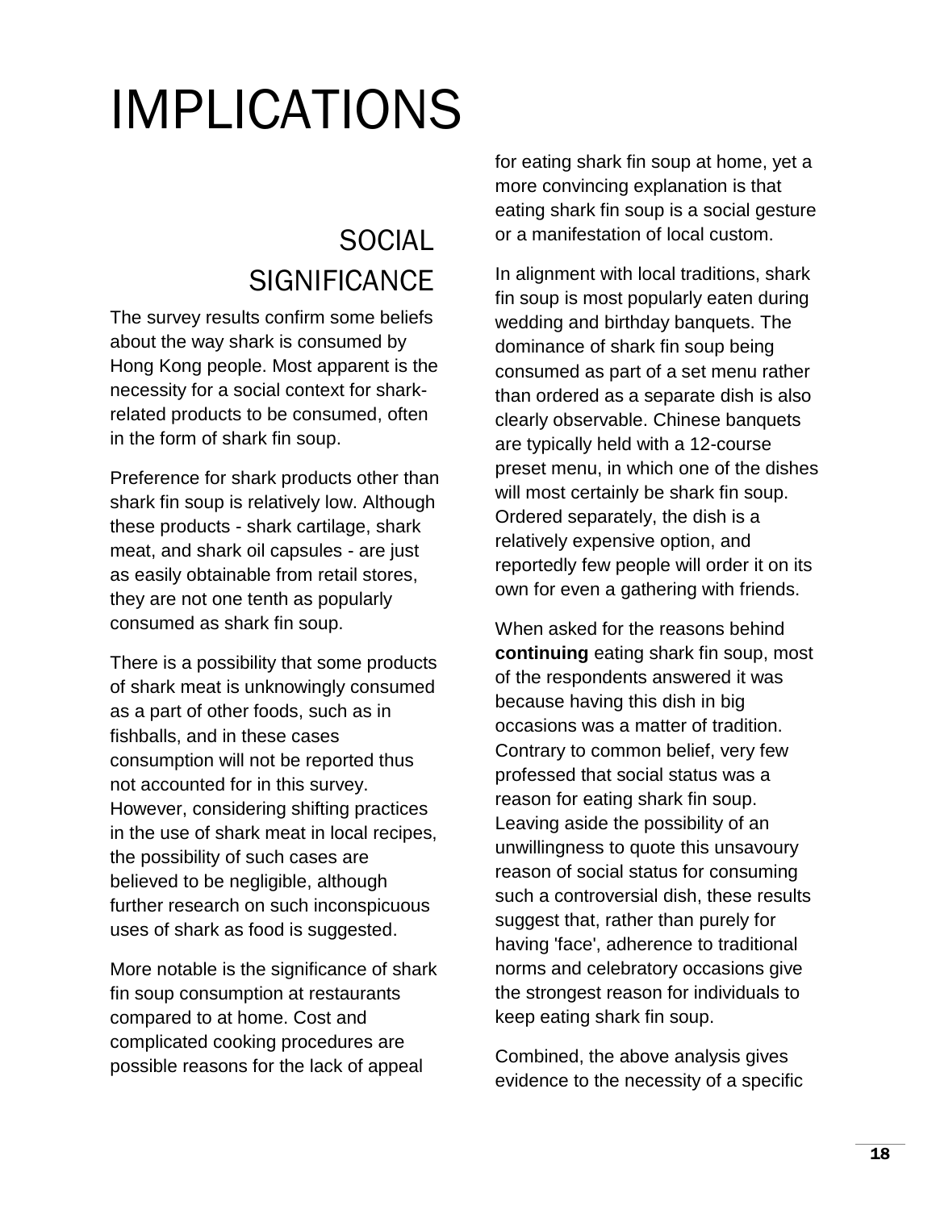# IMPLICATIONS

## SOCIAL SIGNIFICANCE

The survey results confirm some beliefs about the way shark is consumed by Hong Kong people. Most apparent is the necessity for a social context for shark-related products to be consumed, often in the form of shark fin soup.

Preference for shark products other than shark fin soup is relatively low. Although these products - shark cartilage, shark meat, and shark oil capsules - are just as easily obtainable from retail stores, they are not one tenth as popularly consumed as shark fin soup.

There is a possibility that some products of shark meat is unknowingly consumed as a part of other foods, such as in fishballs, and in these cases consumption will not be reported thus not accounted for in this survey. However, considering shifting practices in the use of shark meat in local recipes, the possibility of such cases are believed to be negligible, although further research on such inconspicuous uses of shark as food is suggested.

More notable is the significance of shark fin soup consumption at restaurants compared to at home. Cost and complicated cooking procedures are possible reasons for the lack of appeal for eating shark fin soup at home, yet a more convincing explanation is that eating shark fin soup is a social gesture or a manifestation of local custom.

In alignment with local traditions, shark fin soup is most popularly eaten during wedding and birthday banquets. The dominance of shark fin soup being consumed as part of a set menu rather than ordered as a separate dish is also clearly observable. Chinese banquets are typically held with a 12-course preset menu, in which one of the dishes will most certainly be shark fin soup. Ordered separately, the dish is a relatively expensive option, and reportedly few people will order it on its own for even a gathering with friends.

When asked for the reasons behind **continuing** eating shark fin soup, most of the respondents answered it was because having this dish in big occasions was a matter of tradition. Contrary to common belief, very few professed that social status was a reason for eating shark fin soup. Leaving aside the possibility of an unwillingness to quote this unsavoury reason of social status for consuming such a controversial dish, these results suggest that, rather than purely for having 'face', adherence to traditional norms and celebratory occasions give the strongest reason for individuals to keep eating shark fin soup.

Combined, the above analysis gives evidence to the necessity of a specific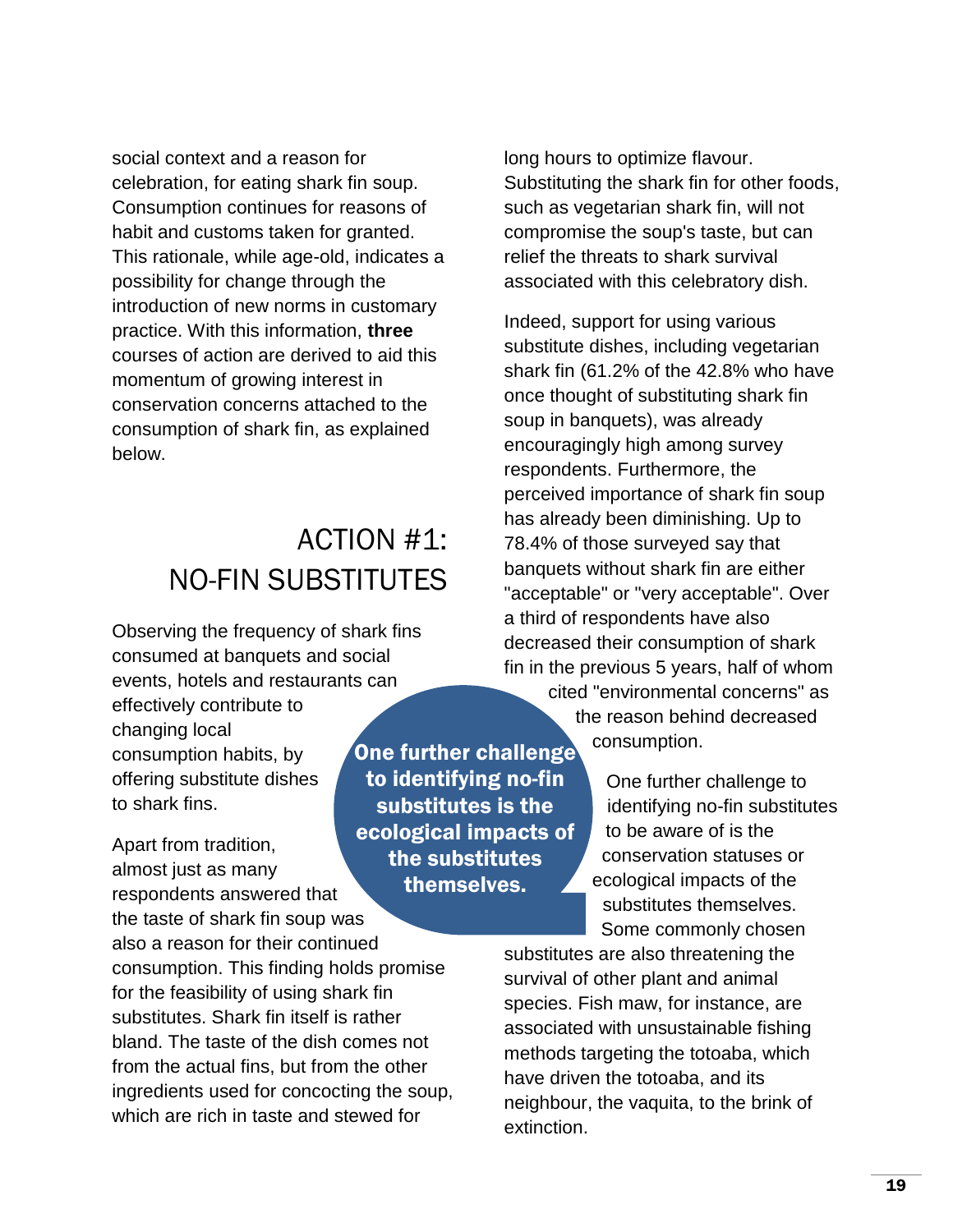social context and a reason for celebration, for eating shark fin soup. Consumption continues for reasons of habit and customs taken for granted. This rationale, while age-old, indicates a possibility for change through the introduction of new norms in customary practice. With this information, **three** courses of action are derived to aid this momentum of growing interest in conservation concerns attached to the consumption of shark fin, as explained below.

## ACTION #1: NO-FIN SUBSTITUTES

Observing the frequency of shark fins consumed at banquets and social events, hotels and restaurants can effectively contribute to changing local consumption habits, by offering substitute dishes to shark fins.

Apart from tradition, almost just as many respondents answered that the taste of shark fin soup was also a reason for their continued consumption. This finding holds promise for the feasibility of using shark fin substitutes. Shark fin itself is rather bland. The taste of the dish comes not from the actual fins, but from the other ingredients used for concocting the soup, which are rich in taste and stewed for long hours to optimize flavour. Substituting the shark fin for other foods, such as vegetarian shark fin, will not compromise the soup's taste, but can relief the threats to shark survival associated with this celebratory dish.

Indeed, support for using various substitute dishes, including vegetarian shark fin (61.2% of the 42.8% who have once thought of substituting shark fin soup in banquets), was already encouragingly high among survey respondents. Furthermore, the perceived importance of shark fin soup has already been diminishing. Up to 78.4% of those surveyed say that banquets without shark fin are either "acceptable" or "very acceptable". Over a third of respondents have also decreased their consumption of shark fin in the previous 5 years, half of whom cited "environmental concerns" as the reason behind decreased consumption.

**One further challenge to identifying no-fin substitutes is the ecological impacts of the substitutes themselves.**

One further challenge to identifying no-fin substitutes to be aware of is the conservation statuses or ecological impacts of the substitutes themselves. Some commonly chosen substitutes are also threatening the survival of other plant and animal species. Fish maw, for instance, are associated with unsustainable fishing methods targeting the totoaba, which have driven the totoaba, and its neighbour, the vaquita, to the brink of extinction.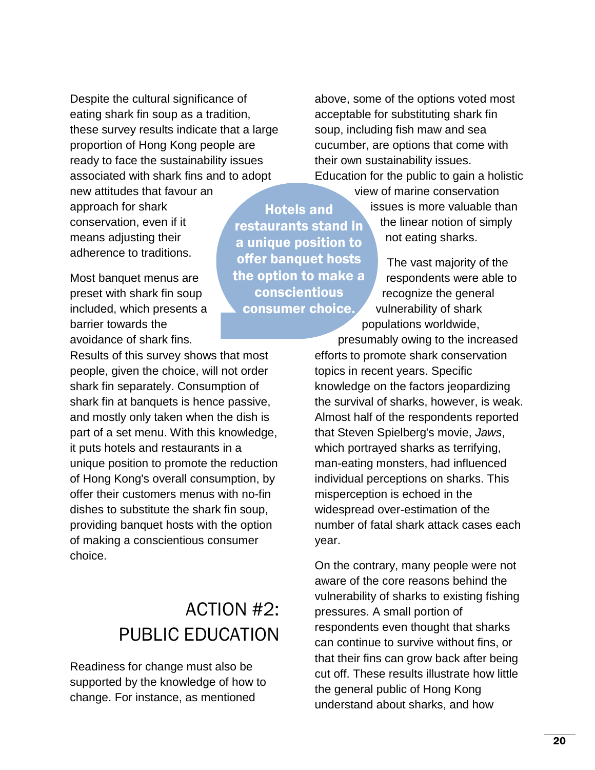Despite the cultural significance of eating shark fin soup as a tradition, these survey results indicate that a large proportion of Hong Kong people are ready to face the sustainability issues associated with shark fins and to adopt new attitudes that favour an approach for shark conservation, even if it means adjusting their adherence to traditions.

Most banquet menus are preset with shark fin soup included, which presents a barrier towards the avoidance of shark fins. Results of this survey shows that most people, given the choice, will not order shark fin separately. Consumption of shark fin at banquets is hence passive, and mostly only taken when the dish is part of a set menu. With this knowledge, it puts hotels and restaurants in a unique position to promote the reduction of Hong Kong's overall consumption, by offer their customers menus with no-fin dishes to substitute the shark fin soup, providing banquet hosts with the option of making a conscientious consumer choice.

**Hotels and restaurants stand in a unique position to offer banquet hosts the option to make a conscientious consumer choice.**

## ACTION #2: PUBLIC EDUCATION

Readiness for change must also be supported by the knowledge of how to change. For instance, as mentioned above, some of the options voted most acceptable for substituting shark fin soup, including fish maw and sea cucumber, are options that come with their own sustainability issues. Education for the public to gain a holistic view of marine conservation issues is more valuable than the linear notion of simply not eating sharks.

The vast majority of the respondents were able to recognize the general vulnerability of shark populations worldwide, presumably owing to the increased efforts to promote shark conservation topics in recent years. Specific knowledge on the factors jeopardizing the survival of sharks, however, is weak. Almost half of the respondents reported that Steven Spielberg's movie, *Jaws*, which portrayed sharks as terrifying, man-eating monsters, had influenced individual perceptions on sharks. This misperception is echoed in the widespread over-estimation of the number of fatal shark attack cases each year.

On the contrary, many people were not aware of the core reasons behind the vulnerability of sharks to existing fishing pressures. A small portion of respondents even thought that sharks can continue to survive without fins, or that their fins can grow back after being cut off. These results illustrate how little the general public of Hong Kong understand about sharks, and how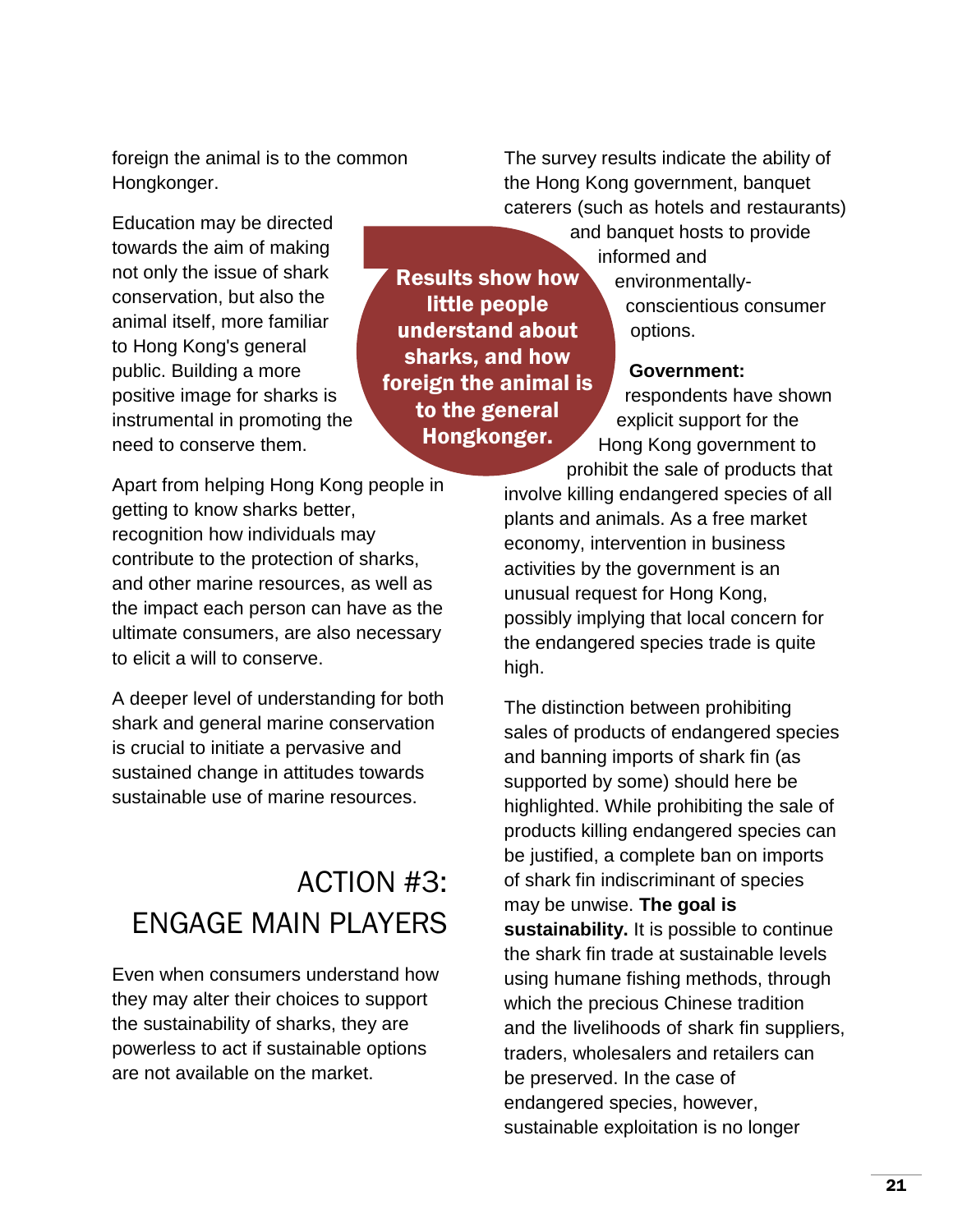foreign the animal is to the common Hongkonger.

Education may be directed towards the aim of making not only the issue of shark conservation, but also the animal itself, more familiar to Hong Kong's general public. Building a more positive image for sharks is instrumental in promoting the need to conserve them.

**Results show how little people understand about sharks, and how foreign the animal is to the general Hongkonger.**

Apart from helping Hong Kong people in getting to know sharks better, recognition how individuals may contribute to the protection of sharks, and other marine resources, as well as the impact each person can have as the ultimate consumers, are also necessary to elicit a will to conserve.

A deeper level of understanding for both shark and general marine conservation is crucial to initiate a pervasive and sustained change in attitudes towards sustainable use of marine resources.

## ACTION #3: ENGAGE MAIN PLAYERS

Even when consumers understand how they may alter their choices to support the sustainability of sharks, they are powerless to act if sustainable options are not available on the market.

The survey results indicate the ability of the Hong Kong government, banquet caterers (such as hotels and restaurants) and banquet hosts to provide informed and environmentally-conscientious consumer options.

**Government:** respondents have shown explicit support for the Hong Kong government to prohibit the sale of products that involve killing endangered species of all plants and animals. As a free market economy, intervention in business activities by the government is an unusual request for Hong Kong, possibly implying that local concern for the endangered species trade is quite high.

The distinction between prohibiting sales of products of endangered species and banning imports of shark fin (as supported by some) should here be highlighted. While prohibiting the sale of products killing endangered species can be justified, a complete ban on imports of shark fin indiscriminant of species may be unwise. **The goal is sustainability.** It is possible to continue the shark fin trade at sustainable levels using humane fishing methods, through which the precious Chinese tradition and the livelihoods of shark fin suppliers, traders, wholesalers and retailers can be preserved. In the case of endangered species, however, sustainable exploitation is no longer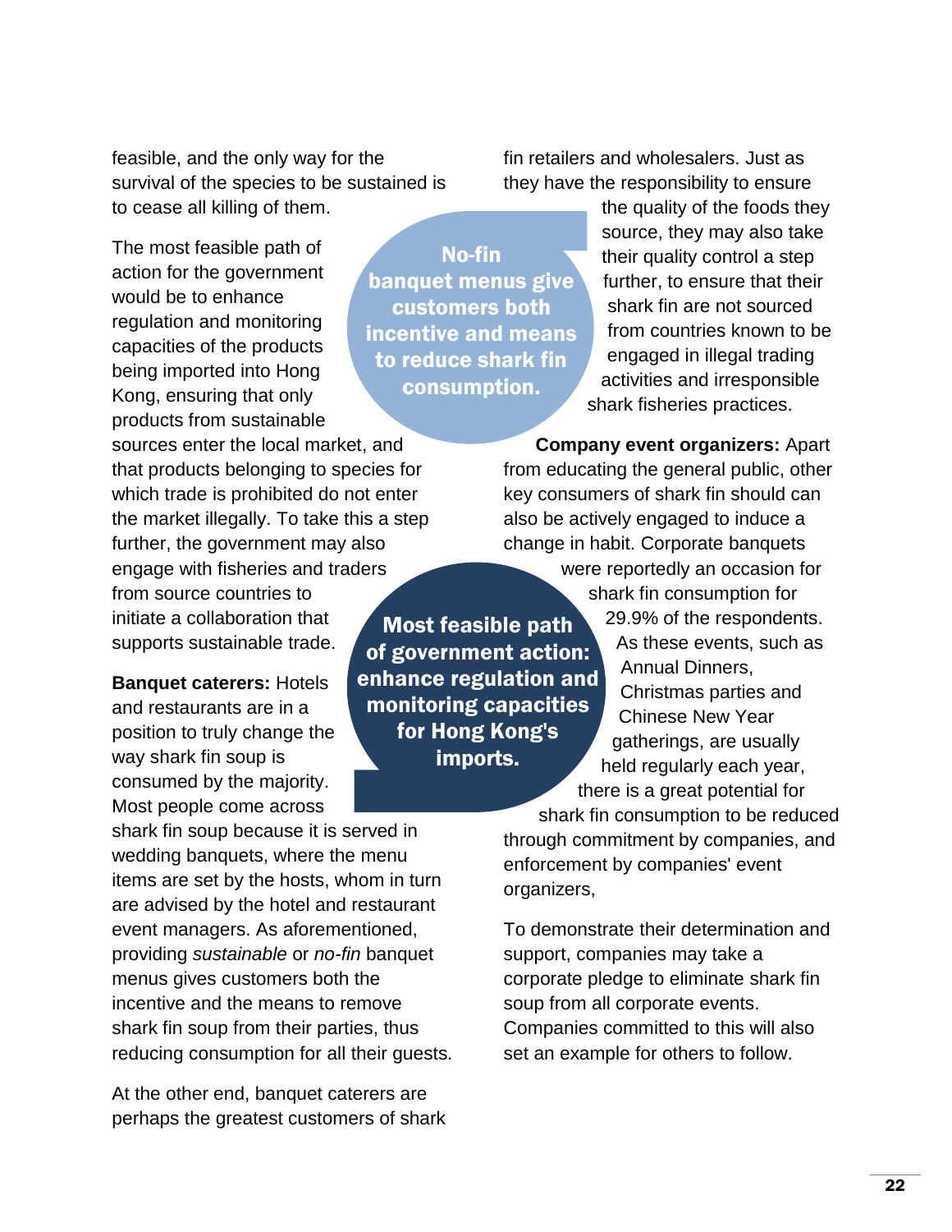feasible, and the only way for the survival of the species to be sustained is to cease all killing of them.

The most feasible path of action for the government would be to enhance regulation and monitoring capacities of the products being imported into Hong Kong, ensuring that only products from sustainable sources enter the local market, and that products belonging to species for which trade is prohibited do not enter the market illegally. To take this a step further, the government may also engage with fisheries and traders from source countries to initiate a collaboration that supports sustainable trade.

**Most feasible path of government action: enhance regulation and monitoring capacities for Hong Kong's imports.**

**Banquet caterers:** Hotels and restaurants are in a position to truly change the way shark fin soup is consumed by the majority. Most people come across shark fin soup because it is served in wedding banquets, where the menu items are set by the hosts, whom in turn are advised by the hotel and restaurant event managers. As aforementioned, providing *sustainable* or *no-fin* banquet menus gives customers both the incentive and the means to remove shark fin soup from their parties, thus reducing consumption for all their guests.

**No-fin banquet menus give customers both incentive and means to reduce shark fin consumption.**

At the other end, banquet caterers are perhaps the greatest customers of shark fin retailers and wholesalers. Just as they have the responsibility to ensure the quality of the foods they source, they may also take their quality control a step further, to ensure that their shark fin are not sourced from countries known to be engaged in illegal trading activities and irresponsible shark fisheries practices.

**Company event organizers:** Apart from educating the general public, other key consumers of shark fin should can also be actively engaged to induce a change in habit. Corporate banquets were reportedly an occasion for shark fin consumption for 29.9% of the respondents. As these events, such as Annual Dinners, Christmas parties and Chinese New Year gatherings, are usually held regularly each year, there is a great potential for shark fin consumption to be reduced through commitment by companies, and enforcement by companies' event organizers,

To demonstrate their determination and support, companies may take a corporate pledge to eliminate shark fin soup from all corporate events. Companies committed to this will also set an example for others to follow.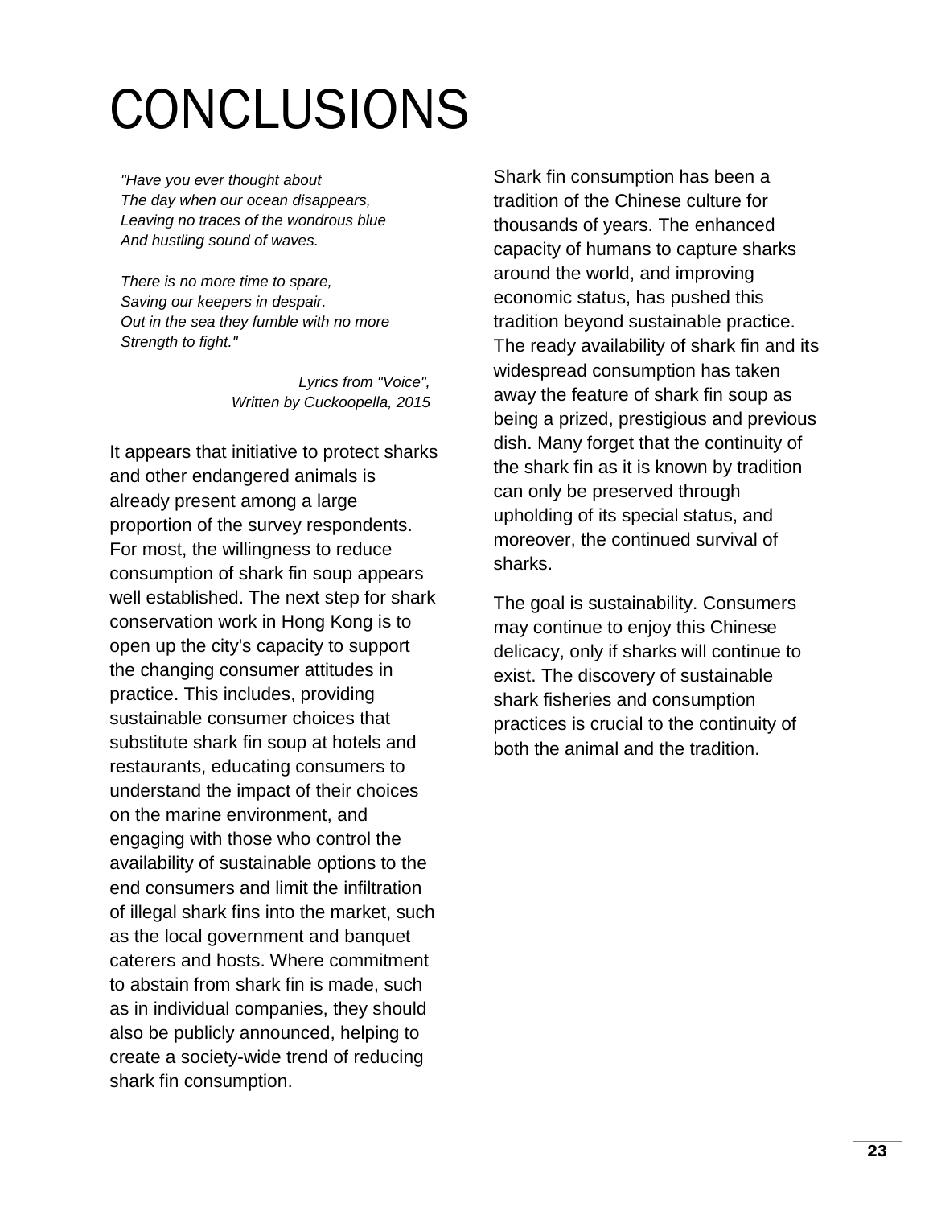# CONCLUSIONS

*"Have you ever thought about*
*The day when our ocean disappears,*
*Leaving no traces of the wondrous blue*
*And hustling sound of waves.*

*There is no more time to spare,*
*Saving our keepers in despair.*
*Out in the sea they fumble with no more*
*Strength to fight."*

*Lyrics from "Voice",*
*Written by Cuckoopella, 2015*

It appears that initiative to protect sharks and other endangered animals is already present among a large proportion of the survey respondents. For most, the willingness to reduce consumption of shark fin soup appears well established. The next step for shark conservation work in Hong Kong is to open up the city's capacity to support the changing consumer attitudes in practice. This includes, providing sustainable consumer choices that substitute shark fin soup at hotels and restaurants, educating consumers to understand the impact of their choices on the marine environment, and engaging with those who control the availability of sustainable options to the end consumers and limit the infiltration of illegal shark fins into the market, such as the local government and banquet caterers and hosts. Where commitment to abstain from shark fin is made, such as in individual companies, they should also be publicly announced, helping to create a society-wide trend of reducing shark fin consumption.

Shark fin consumption has been a tradition of the Chinese culture for thousands of years. The enhanced capacity of humans to capture sharks around the world, and improving economic status, has pushed this tradition beyond sustainable practice. The ready availability of shark fin and its widespread consumption has taken away the feature of shark fin soup as being a prized, prestigious and previous dish. Many forget that the continuity of the shark fin as it is known by tradition can only be preserved through upholding of its special status, and moreover, the continued survival of sharks.

The goal is sustainability. Consumers may continue to enjoy this Chinese delicacy, only if sharks will continue to exist. The discovery of sustainable shark fisheries and consumption practices is crucial to the continuity of both the animal and the tradition.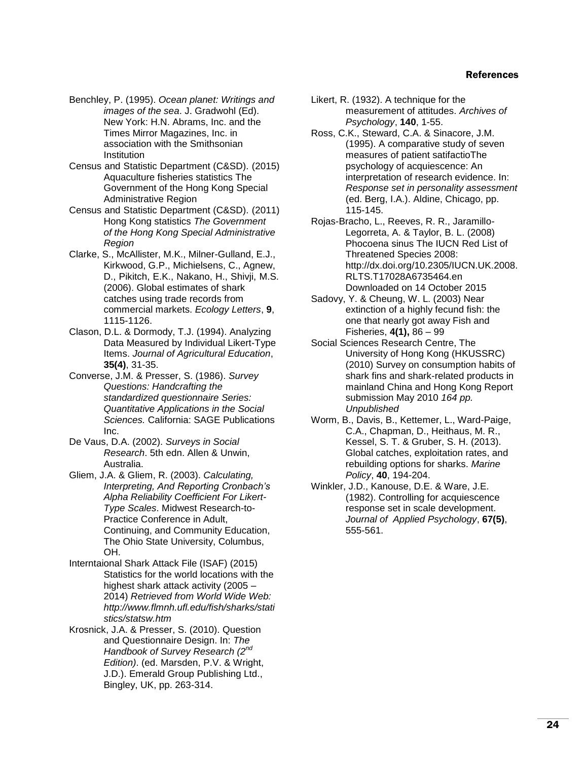## References

Benchley, P. (1995). *Ocean planet: Writings and images of the sea*. J. Gradwohl (Ed). New York: H.N. Abrams, Inc. and the Times Mirror Magazines, Inc. in association with the Smithsonian Institution

Census and Statistic Department (C&SD). (2015) Aquaculture fisheries statistics The Government of the Hong Kong Special Administrative Region

Census and Statistic Department (C&SD). (2011) Hong Kong statistics *The Government of the Hong Kong Special Administrative Region*

Clarke, S., McAllister, M.K., Milner-Gulland, E.J., Kirkwood, G.P., Michielsens, C., Agnew, D., Pikitch, E.K., Nakano, H., Shivji, M.S. (2006). Global estimates of shark catches using trade records from commercial markets. *Ecology Letters*, **9**, 1115-1126.

Clason, D.L. & Dormody, T.J. (1994). Analyzing Data Measured by Individual Likert-Type Items. *Journal of Agricultural Education*, **35(4)**, 31-35.

Converse, J.M. & Presser, S. (1986). *Survey Questions: Handcrafting the standardized questionnaire Series: Quantitative Applications in the Social Sciences.* California: SAGE Publications Inc.

De Vaus, D.A. (2002). *Surveys in Social Research*. 5th edn. Allen & Unwin, Australia.

Gliem, J.A. & Gliem, R. (2003). *Calculating, Interpreting, And Reporting Cronbach's Alpha Reliability Coefficient For Likert-Type Scales*. Midwest Research-to-Practice Conference in Adult, Continuing, and Community Education, The Ohio State University, Columbus, OH.

Interntaional Shark Attack File (ISAF) (2015) Statistics for the world locations with the highest shark attack activity (2005 – 2014) *Retrieved from World Wide Web: http://www.flmnh.ufl.edu/fish/sharks/statistics/statsw.htm*

Krosnick, J.A. & Presser, S. (2010). Question and Questionnaire Design. In: *The Handbook of Survey Research (2nd Edition)*. (ed. Marsden, P.V. & Wright, J.D.). Emerald Group Publishing Ltd., Bingley, UK, pp. 263-314.

Likert, R. (1932). A technique for the measurement of attitudes. *Archives of Psychology*, **140**, 1-55.

Ross, C.K., Steward, C.A. & Sinacore, J.M. (1995). A comparative study of seven measures of patient satifactioThe psychology of acquiescence: An interpretation of research evidence. In: *Response set in personality assessment* (ed. Berg, I.A.). Aldine, Chicago, pp. 115-145.

Rojas-Bracho, L., Reeves, R. R., Jaramillo-Legorreta, A. & Taylor, B. L. (2008) Phocoena sinus The IUCN Red List of Threatened Species 2008: http://dx.doi.org/10.2305/IUCN.UK.2008.RLTS.T17028A6735464.en Downloaded on 14 October 2015

Sadovy, Y. & Cheung, W. L. (2003) Near extinction of a highly fecund fish: the one that nearly got away Fish and Fisheries, **4(1),** 86 – 99

Social Sciences Research Centre, The University of Hong Kong (HKUSSRC) (2010) Survey on consumption habits of shark fins and shark-related products in mainland China and Hong Kong Report submission May 2010 *164 pp. Unpublished*

Worm, B., Davis, B., Kettemer, L., Ward-Paige, C.A., Chapman, D., Heithaus, M. R., Kessel, S. T. & Gruber, S. H. (2013). Global catches, exploitation rates, and rebuilding options for sharks. *Marine Policy*, **40**, 194-204.

Winkler, J.D., Kanouse, D.E. & Ware, J.E. (1982). Controlling for acquiescence response set in scale development. *Journal of Applied Psychology*, **67(5)**, 555-561.